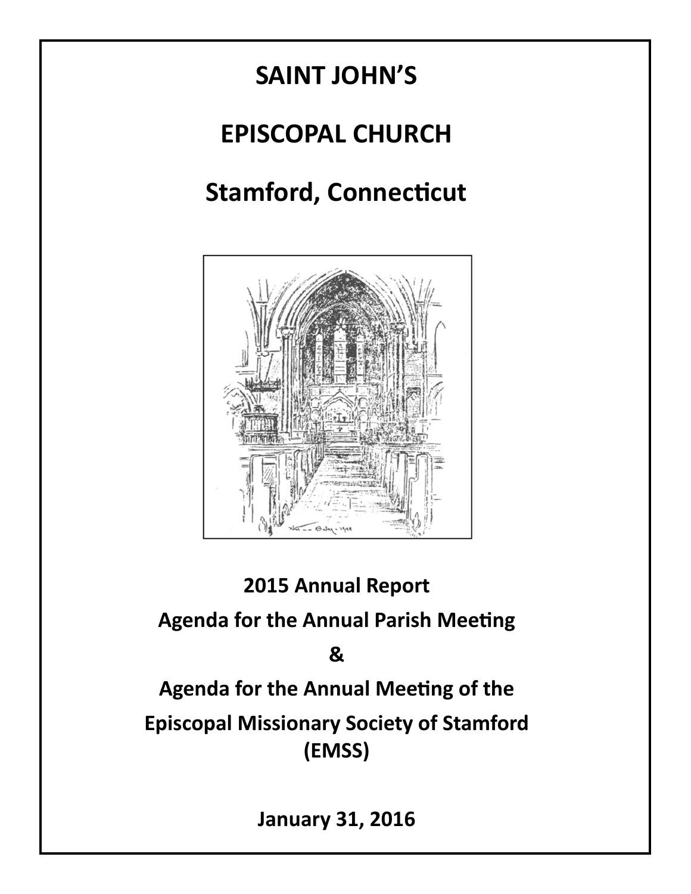# SAINT JOHN'S

# EPISCOPAL CHURCH

# Stamford, Connecticut

**2015 Annual Report**

**Agenda for the Annual Parish Meeting**

**&**

**Agenda for the Annual Meeting of the**

**Episcopal Missionary Society of Stamford (EMSS)**

**January 31, 2016**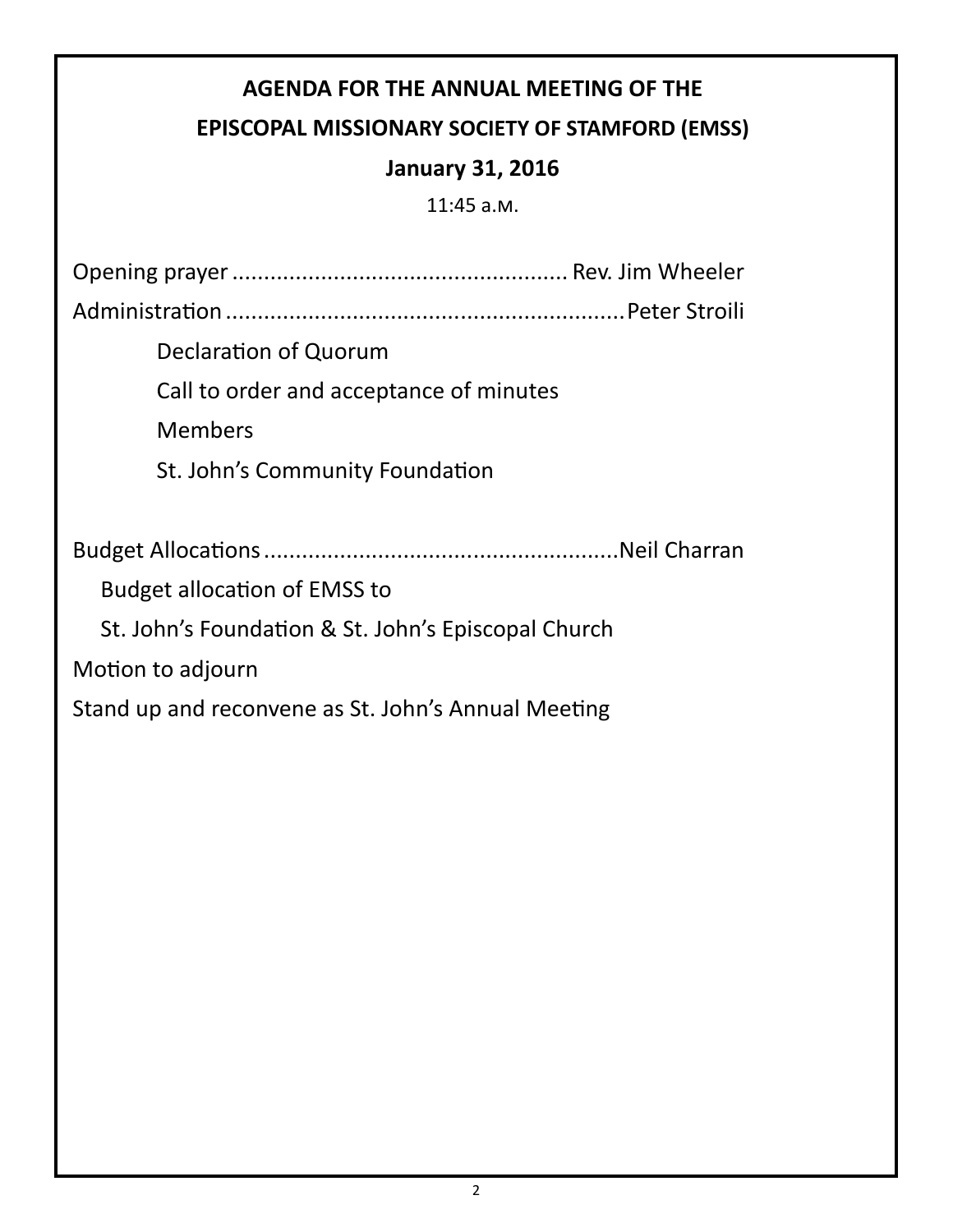## AGENDA FOR THE ANNUAL MEETING OF THE EPISCOPAL MISSIONARY SOCIETY OF STAMFORD (EMSS)

**January 31, 2016**

11:45 A.M.

Opening prayer ..................................................... Rev. Jim Wheeler

Administration ............................................................... Peter Stroili

- Declaration of Quorum
- Call to order and acceptance of minutes
- Members
- St. John's Community Foundation

Budget Allocations ........................................................ Neil Charran

- Budget allocation of EMSS to St. John's Foundation & St. John's Episcopal Church

Motion to adjourn

Stand up and reconvene as St. John's Annual Meeting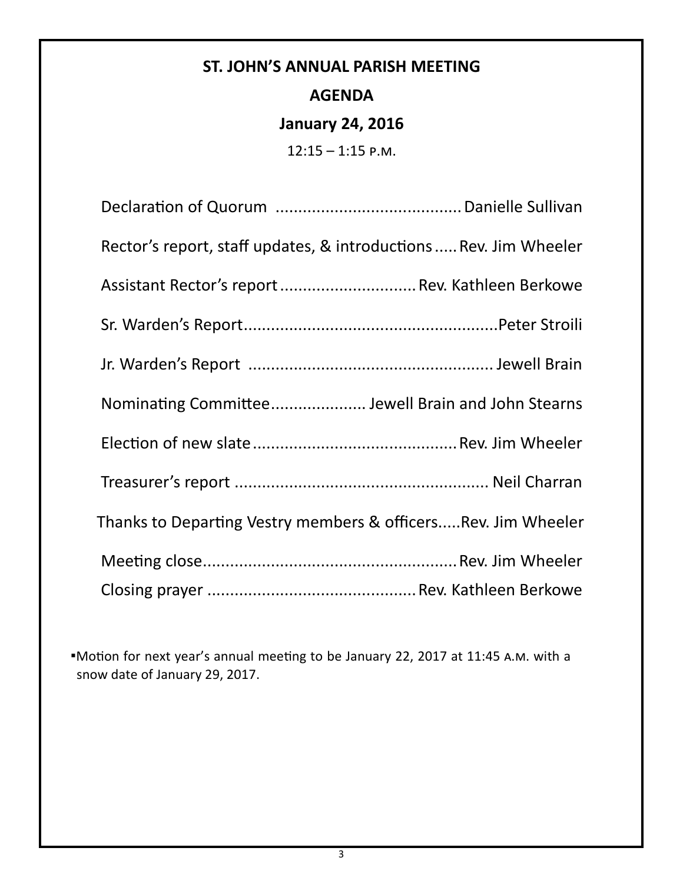# ST. JOHN'S ANNUAL PARISH MEETING

## AGENDA

### January 24, 2016

12:15 – 1:15 P.M.

Declaration of Quorum ......................................... Danielle Sullivan

Rector's report, staff updates, & introductions ..... Rev. Jim Wheeler

Assistant Rector's report .............................. Rev. Kathleen Berkowe

Sr. Warden's Report........................................................Peter Stroili

Jr. Warden's Report ...................................................... Jewell Brain

Nominating Committee..................... Jewell Brain and John Stearns

Election of new slate ............................................. Rev. Jim Wheeler

Treasurer's report ........................................................ Neil Charran

Thanks to Departing Vestry members & officers.....Rev. Jim Wheeler

Meeting close........................................................ Rev. Jim Wheeler

Closing prayer ............................................... Rev. Kathleen Berkowe

▪Motion for next year's annual meeting to be January 22, 2017 at 11:45 A.M. with a snow date of January 29, 2017.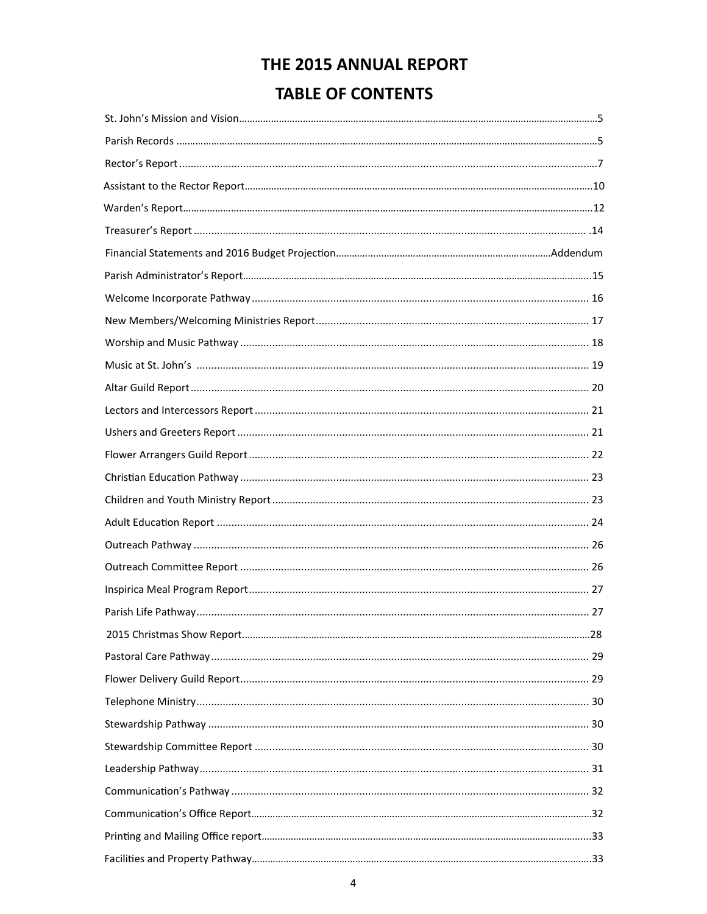# THE 2015 ANNUAL REPORT

## TABLE OF CONTENTS

St. John's Mission and Vision........................................................................................5

Parish Records ..........................................................................................................5

Rector's Report ..........................................................................................................7

Assistant to the Rector Report....................................................................................10

Warden's Report.......................................................................................................12

Treasurer's Report ................................................................................................... .14

Financial Statements and 2016 Budget Projection.........................................................Addendum

Parish Administrator's Report.....................................................................................15

Welcome Incorporate Pathway .................................................................................. 16

New Members/Welcoming Ministries Report................................................................. 17

Worship and Music Pathway ..................................................................................... 18

Music at St. John's ................................................................................................... 19

Altar Guild Report .................................................................................................... 20

Lectors and Intercessors Report ................................................................................ 21

Ushers and Greeters Report ...................................................................................... 21

Flower Arrangers Guild Report .................................................................................. 22

Christian Education Pathway ..................................................................................... 23

Children and Youth Ministry Report ........................................................................... 23

Adult Education Report ............................................................................................. 24

Outreach Pathway .................................................................................................... 26

Outreach Committee Report ...................................................................................... 26

Inspirica Meal Program Report .................................................................................. 27

Parish Life Pathway .................................................................................................. 27

2015 Christmas Show Report......................................................................................28

Pastoral Care Pathway .............................................................................................. 29

Flower Delivery Guild Report...................................................................................... 29

Telephone Ministry .................................................................................................... 30

Stewardship Pathway ............................................................................................... 30

Stewardship Committee Report ................................................................................. 30

Leadership Pathway .................................................................................................. 31

Communication's Pathway ......................................................................................... 32

Communication's Office Report...................................................................................32

Printing and Mailing Office report...............................................................................33

Facilities and Property Pathway..................................................................................33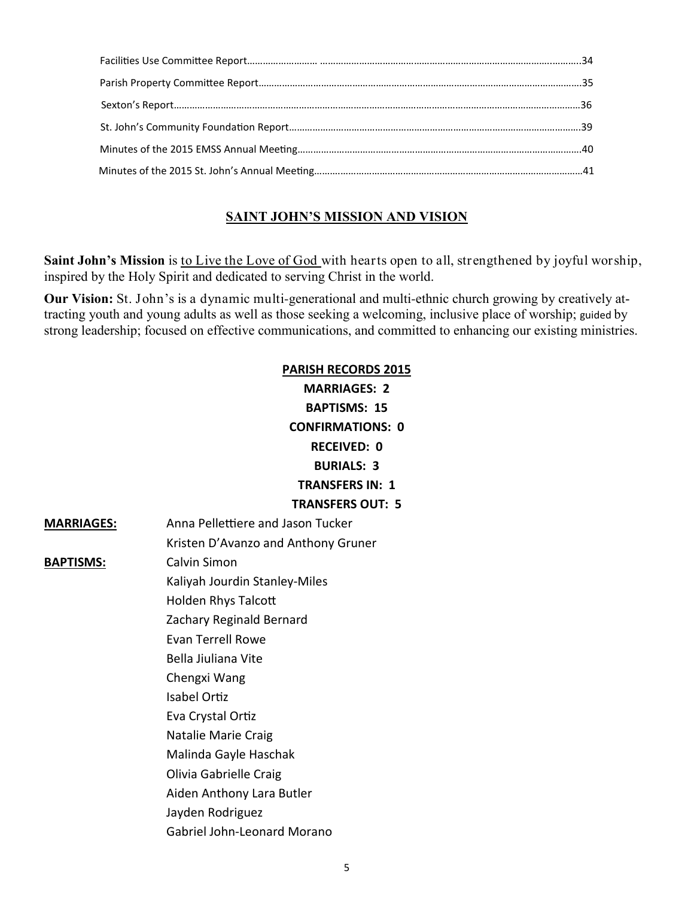Facilities Use Committee Report……………………… ……………………………………………………………………………..………..34

Parish Property Committee Report……………………………………………………………………………………………………..35

Sexton's Report………………………………………………………………………………………………………………………………36

St. John's Community Foundation Report………………………………………………………………………………………..39

Minutes of the 2015 EMSS Annual Meeting……………………………………………………………………………………..40

Minutes of the 2015 St. John's Annual Meeting………………………………………………………………………………41

## SAINT JOHN'S MISSION AND VISION

**Saint John's Mission** is to Live the Love of God with hearts open to all, strengthened by joyful worship, inspired by the Holy Spirit and dedicated to serving Christ in the world.

**Our Vision:** St. John's is a dynamic multi-generational and multi-ethnic church growing by creatively attracting youth and young adults as well as those seeking a welcoming, inclusive place of worship; guided by strong leadership; focused on effective communications, and committed to enhancing our existing ministries.

**PARISH RECORDS 2015**

**MARRIAGES: 2**

**BAPTISMS: 15**

**CONFIRMATIONS: 0**

**RECEIVED: 0**

**BURIALS: 3**

**TRANSFERS IN: 1**

**TRANSFERS OUT: 5**

**MARRIAGES:**

Anna Pellettiere and Jason Tucker

Kristen D'Avanzo and Anthony Gruner

**BAPTISMS:**

Calvin Simon

Kaliyah Jourdin Stanley-Miles

Holden Rhys Talcott

Zachary Reginald Bernard

Evan Terrell Rowe

Bella Jiuliana Vite

Chengxi Wang

Isabel Ortiz

Eva Crystal Ortiz

Natalie Marie Craig

Malinda Gayle Haschak

Olivia Gabrielle Craig

Aiden Anthony Lara Butler

Jayden Rodriguez

Gabriel John-Leonard Morano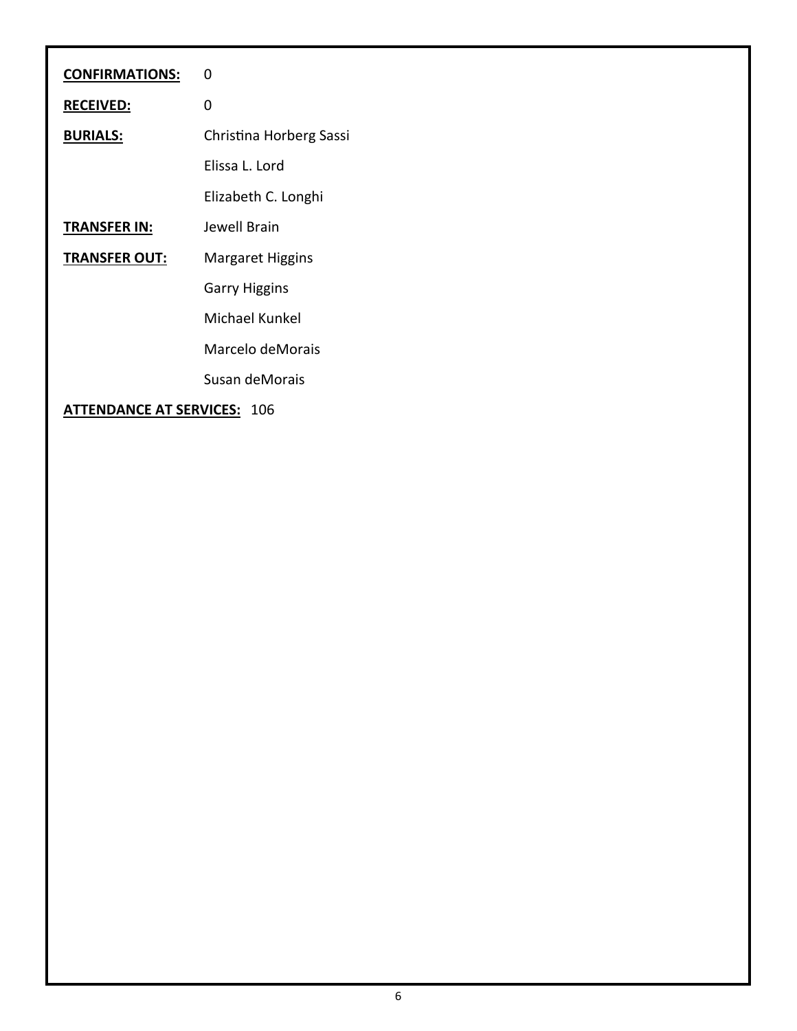**CONFIRMATIONS:** 0

**RECEIVED:** 0

**BURIALS:** Christina Horberg Sassi

Elissa L. Lord

Elizabeth C. Longhi

**TRANSFER IN:** Jewell Brain

**TRANSFER OUT:** Margaret Higgins

Garry Higgins

Michael Kunkel

Marcelo deMorais

Susan deMorais

**ATTENDANCE AT SERVICES:** 106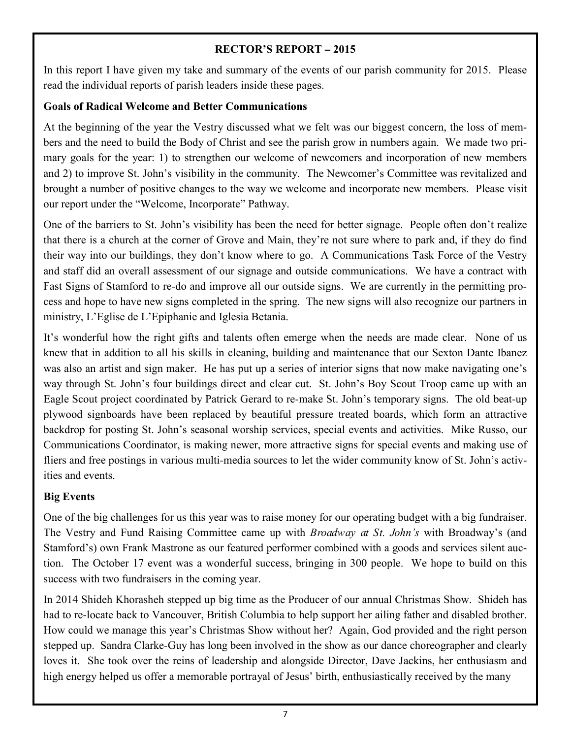## RECTOR'S REPORT – 2015

In this report I have given my take and summary of the events of our parish community for 2015. Please read the individual reports of parish leaders inside these pages.

### Goals of Radical Welcome and Better Communications

At the beginning of the year the Vestry discussed what we felt was our biggest concern, the loss of members and the need to build the Body of Christ and see the parish grow in numbers again. We made two primary goals for the year: 1) to strengthen our welcome of newcomers and incorporation of new members and 2) to improve St. John's visibility in the community. The Newcomer's Committee was revitalized and brought a number of positive changes to the way we welcome and incorporate new members. Please visit our report under the "Welcome, Incorporate" Pathway.

One of the barriers to St. John's visibility has been the need for better signage. People often don't realize that there is a church at the corner of Grove and Main, they're not sure where to park and, if they do find their way into our buildings, they don't know where to go. A Communications Task Force of the Vestry and staff did an overall assessment of our signage and outside communications. We have a contract with Fast Signs of Stamford to re-do and improve all our outside signs. We are currently in the permitting process and hope to have new signs completed in the spring. The new signs will also recognize our partners in ministry, L'Eglise de L'Epiphanie and Iglesia Betania.

It's wonderful how the right gifts and talents often emerge when the needs are made clear. None of us knew that in addition to all his skills in cleaning, building and maintenance that our Sexton Dante Ibanez was also an artist and sign maker. He has put up a series of interior signs that now make navigating one's way through St. John's four buildings direct and clear cut. St. John's Boy Scout Troop came up with an Eagle Scout project coordinated by Patrick Gerard to re-make St. John's temporary signs. The old beat-up plywood signboards have been replaced by beautiful pressure treated boards, which form an attractive backdrop for posting St. John's seasonal worship services, special events and activities. Mike Russo, our Communications Coordinator, is making newer, more attractive signs for special events and making use of fliers and free postings in various multi-media sources to let the wider community know of St. John's activities and events.

### Big Events

One of the big challenges for us this year was to raise money for our operating budget with a big fundraiser. The Vestry and Fund Raising Committee came up with *Broadway at St. John's* with Broadway's (and Stamford's) own Frank Mastrone as our featured performer combined with a goods and services silent auction. The October 17 event was a wonderful success, bringing in 300 people. We hope to build on this success with two fundraisers in the coming year.

In 2014 Shideh Khorasheh stepped up big time as the Producer of our annual Christmas Show. Shideh has had to re-locate back to Vancouver, British Columbia to help support her ailing father and disabled brother. How could we manage this year's Christmas Show without her? Again, God provided and the right person stepped up. Sandra Clarke-Guy has long been involved in the show as our dance choreographer and clearly loves it. She took over the reins of leadership and alongside Director, Dave Jackins, her enthusiasm and high energy helped us offer a memorable portrayal of Jesus' birth, enthusiastically received by the many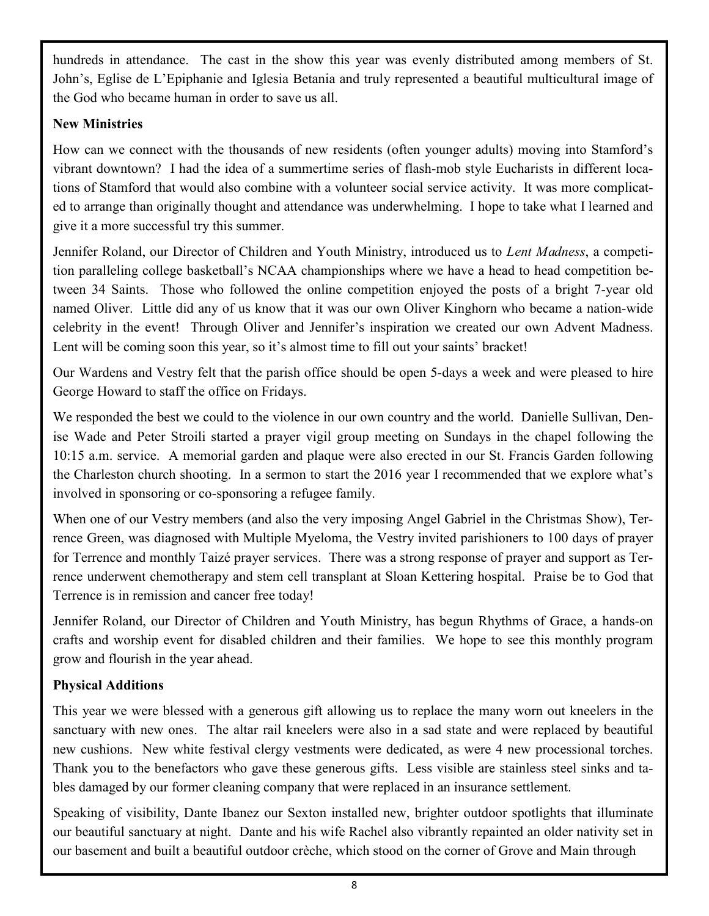hundreds in attendance. The cast in the show this year was evenly distributed among members of St. John's, Eglise de L'Epiphanie and Iglesia Betania and truly represented a beautiful multicultural image of the God who became human in order to save us all.

**New Ministries**

How can we connect with the thousands of new residents (often younger adults) moving into Stamford's vibrant downtown? I had the idea of a summertime series of flash-mob style Eucharists in different locations of Stamford that would also combine with a volunteer social service activity. It was more complicated to arrange than originally thought and attendance was underwhelming. I hope to take what I learned and give it a more successful try this summer.

Jennifer Roland, our Director of Children and Youth Ministry, introduced us to *Lent Madness*, a competition paralleling college basketball's NCAA championships where we have a head to head competition between 34 Saints. Those who followed the online competition enjoyed the posts of a bright 7-year old named Oliver. Little did any of us know that it was our own Oliver Kinghorn who became a nation-wide celebrity in the event! Through Oliver and Jennifer's inspiration we created our own Advent Madness. Lent will be coming soon this year, so it's almost time to fill out your saints' bracket!

Our Wardens and Vestry felt that the parish office should be open 5-days a week and were pleased to hire George Howard to staff the office on Fridays.

We responded the best we could to the violence in our own country and the world. Danielle Sullivan, Denise Wade and Peter Stroili started a prayer vigil group meeting on Sundays in the chapel following the 10:15 a.m. service. A memorial garden and plaque were also erected in our St. Francis Garden following the Charleston church shooting. In a sermon to start the 2016 year I recommended that we explore what's involved in sponsoring or co-sponsoring a refugee family.

When one of our Vestry members (and also the very imposing Angel Gabriel in the Christmas Show), Terrence Green, was diagnosed with Multiple Myeloma, the Vestry invited parishioners to 100 days of prayer for Terrence and monthly Taizé prayer services. There was a strong response of prayer and support as Terrence underwent chemotherapy and stem cell transplant at Sloan Kettering hospital. Praise be to God that Terrence is in remission and cancer free today!

Jennifer Roland, our Director of Children and Youth Ministry, has begun Rhythms of Grace, a hands-on crafts and worship event for disabled children and their families. We hope to see this monthly program grow and flourish in the year ahead.

**Physical Additions**

This year we were blessed with a generous gift allowing us to replace the many worn out kneelers in the sanctuary with new ones. The altar rail kneelers were also in a sad state and were replaced by beautiful new cushions. New white festival clergy vestments were dedicated, as were 4 new processional torches. Thank you to the benefactors who gave these generous gifts. Less visible are stainless steel sinks and tables damaged by our former cleaning company that were replaced in an insurance settlement.

Speaking of visibility, Dante Ibanez our Sexton installed new, brighter outdoor spotlights that illuminate our beautiful sanctuary at night. Dante and his wife Rachel also vibrantly repainted an older nativity set in our basement and built a beautiful outdoor crèche, which stood on the corner of Grove and Main through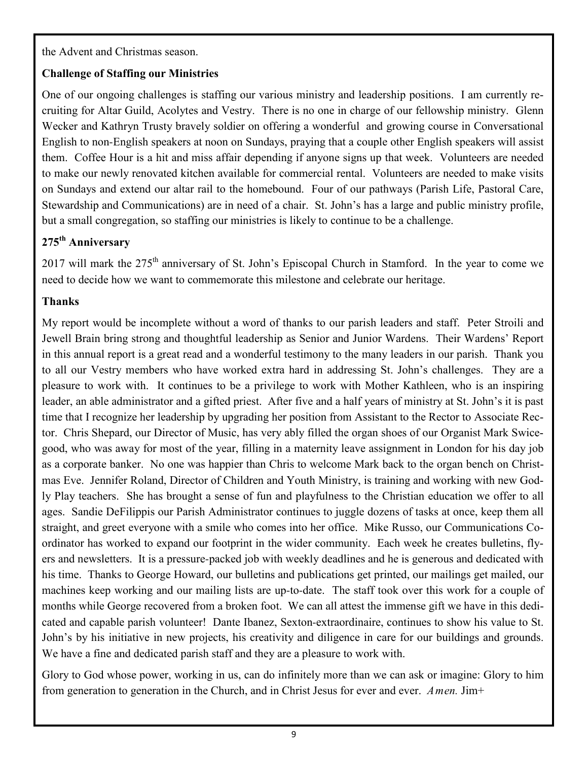the Advent and Christmas season.

**Challenge of Staffing our Ministries**

One of our ongoing challenges is staffing our various ministry and leadership positions. I am currently recruiting for Altar Guild, Acolytes and Vestry. There is no one in charge of our fellowship ministry. Glenn Wecker and Kathryn Trusty bravely soldier on offering a wonderful and growing course in Conversational English to non-English speakers at noon on Sundays, praying that a couple other English speakers will assist them. Coffee Hour is a hit and miss affair depending if anyone signs up that week. Volunteers are needed to make our newly renovated kitchen available for commercial rental. Volunteers are needed to make visits on Sundays and extend our altar rail to the homebound. Four of our pathways (Parish Life, Pastoral Care, Stewardship and Communications) are in need of a chair. St. John's has a large and public ministry profile, but a small congregation, so staffing our ministries is likely to continue to be a challenge.

**275th Anniversary**

2017 will mark the 275th anniversary of St. John's Episcopal Church in Stamford. In the year to come we need to decide how we want to commemorate this milestone and celebrate our heritage.

**Thanks**

My report would be incomplete without a word of thanks to our parish leaders and staff. Peter Stroili and Jewell Brain bring strong and thoughtful leadership as Senior and Junior Wardens. Their Wardens' Report in this annual report is a great read and a wonderful testimony to the many leaders in our parish. Thank you to all our Vestry members who have worked extra hard in addressing St. John's challenges. They are a pleasure to work with. It continues to be a privilege to work with Mother Kathleen, who is an inspiring leader, an able administrator and a gifted priest. After five and a half years of ministry at St. John's it is past time that I recognize her leadership by upgrading her position from Assistant to the Rector to Associate Rector. Chris Shepard, our Director of Music, has very ably filled the organ shoes of our Organist Mark Swicegood, who was away for most of the year, filling in a maternity leave assignment in London for his day job as a corporate banker. No one was happier than Chris to welcome Mark back to the organ bench on Christmas Eve. Jennifer Roland, Director of Children and Youth Ministry, is training and working with new Godly Play teachers. She has brought a sense of fun and playfulness to the Christian education we offer to all ages. Sandie DeFilippis our Parish Administrator continues to juggle dozens of tasks at once, keep them all straight, and greet everyone with a smile who comes into her office. Mike Russo, our Communications Coordinator has worked to expand our footprint in the wider community. Each week he creates bulletins, flyers and newsletters. It is a pressure-packed job with weekly deadlines and he is generous and dedicated with his time. Thanks to George Howard, our bulletins and publications get printed, our mailings get mailed, our machines keep working and our mailing lists are up-to-date. The staff took over this work for a couple of months while George recovered from a broken foot. We can all attest the immense gift we have in this dedicated and capable parish volunteer! Dante Ibanez, Sexton-extraordinaire, continues to show his value to St. John's by his initiative in new projects, his creativity and diligence in care for our buildings and grounds. We have a fine and dedicated parish staff and they are a pleasure to work with.

Glory to God whose power, working in us, can do infinitely more than we can ask or imagine: Glory to him from generation to generation in the Church, and in Christ Jesus for ever and ever. *Amen.* Jim+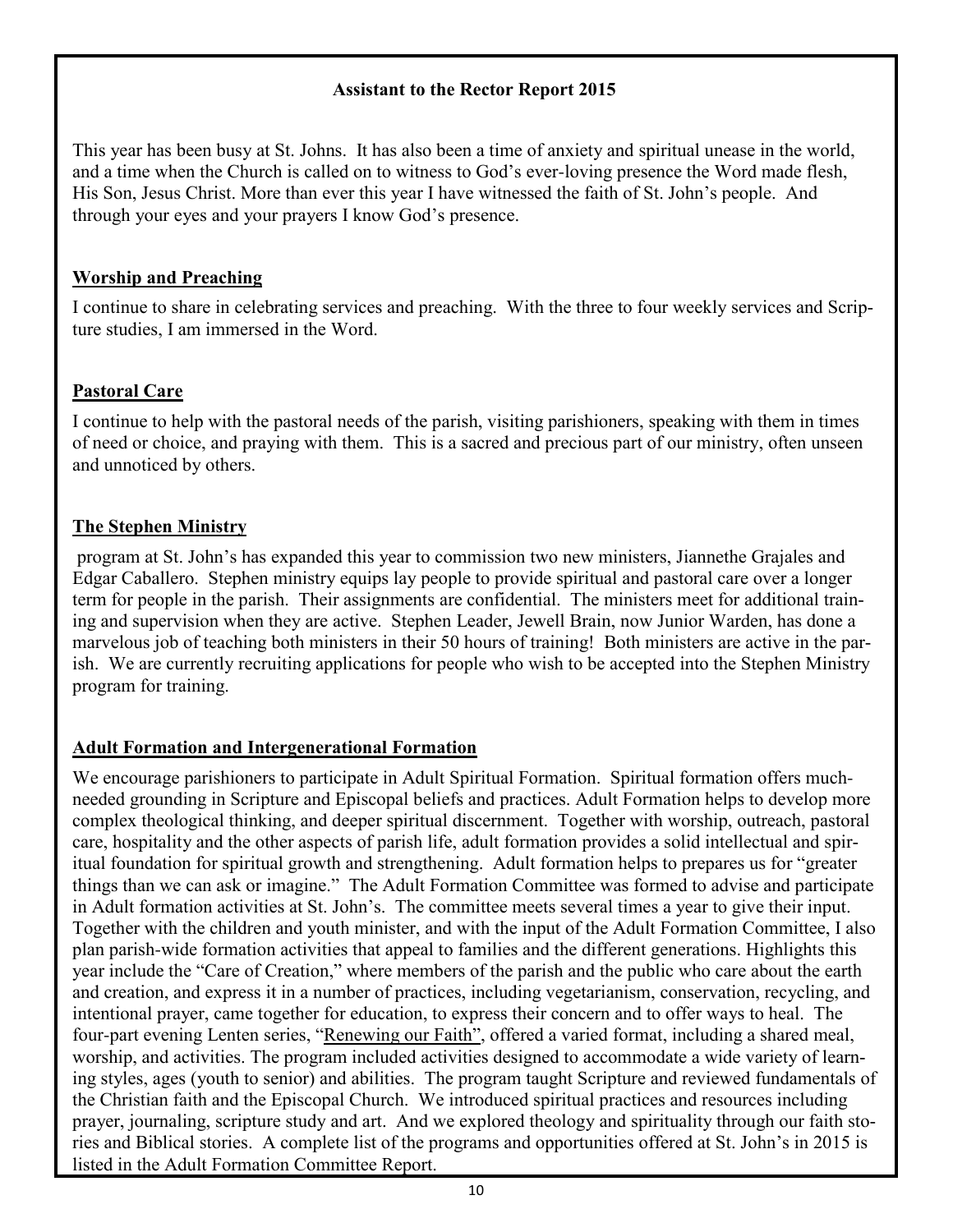## Assistant to the Rector Report 2015

This year has been busy at St. Johns. It has also been a time of anxiety and spiritual unease in the world, and a time when the Church is called on to witness to God's ever-loving presence the Word made flesh, His Son, Jesus Christ. More than ever this year I have witnessed the faith of St. John's people. And through your eyes and your prayers I know God's presence.

### Worship and Preaching

I continue to share in celebrating services and preaching. With the three to four weekly services and Scripture studies, I am immersed in the Word.

### Pastoral Care

I continue to help with the pastoral needs of the parish, visiting parishioners, speaking with them in times of need or choice, and praying with them. This is a sacred and precious part of our ministry, often unseen and unnoticed by others.

### The Stephen Ministry

program at St. John's has expanded this year to commission two new ministers, Jiannethe Grajales and Edgar Caballero. Stephen ministry equips lay people to provide spiritual and pastoral care over a longer term for people in the parish. Their assignments are confidential. The ministers meet for additional training and supervision when they are active. Stephen Leader, Jewell Brain, now Junior Warden, has done a marvelous job of teaching both ministers in their 50 hours of training! Both ministers are active in the parish. We are currently recruiting applications for people who wish to be accepted into the Stephen Ministry program for training.

### Adult Formation and Intergenerational Formation

We encourage parishioners to participate in Adult Spiritual Formation. Spiritual formation offers much-needed grounding in Scripture and Episcopal beliefs and practices. Adult Formation helps to develop more complex theological thinking, and deeper spiritual discernment. Together with worship, outreach, pastoral care, hospitality and the other aspects of parish life, adult formation provides a solid intellectual and spiritual foundation for spiritual growth and strengthening. Adult formation helps to prepares us for "greater things than we can ask or imagine." The Adult Formation Committee was formed to advise and participate in Adult formation activities at St. John's. The committee meets several times a year to give their input. Together with the children and youth minister, and with the input of the Adult Formation Committee, I also plan parish-wide formation activities that appeal to families and the different generations. Highlights this year include the "Care of Creation," where members of the parish and the public who care about the earth and creation, and express it in a number of practices, including vegetarianism, conservation, recycling, and intentional prayer, came together for education, to express their concern and to offer ways to heal. The four-part evening Lenten series, "Renewing our Faith", offered a varied format, including a shared meal, worship, and activities. The program included activities designed to accommodate a wide variety of learning styles, ages (youth to senior) and abilities. The program taught Scripture and reviewed fundamentals of the Christian faith and the Episcopal Church. We introduced spiritual practices and resources including prayer, journaling, scripture study and art. And we explored theology and spirituality through our faith stories and Biblical stories. A complete list of the programs and opportunities offered at St. John's in 2015 is listed in the Adult Formation Committee Report.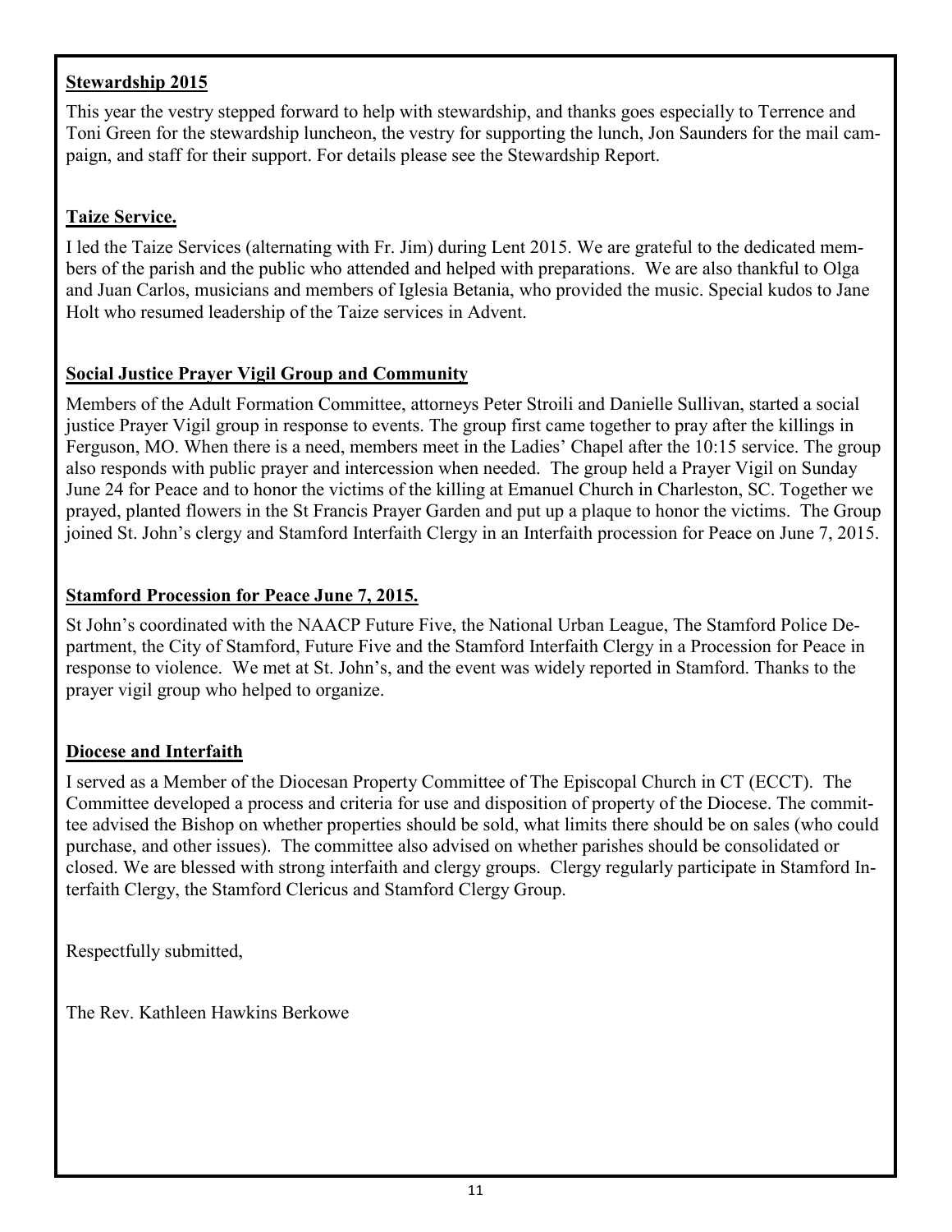**Stewardship 2015**

This year the vestry stepped forward to help with stewardship, and thanks goes especially to Terrence and Toni Green for the stewardship luncheon, the vestry for supporting the lunch, Jon Saunders for the mail campaign, and staff for their support. For details please see the Stewardship Report.

**Taize Service.**

I led the Taize Services (alternating with Fr. Jim) during Lent 2015. We are grateful to the dedicated members of the parish and the public who attended and helped with preparations. We are also thankful to Olga and Juan Carlos, musicians and members of Iglesia Betania, who provided the music. Special kudos to Jane Holt who resumed leadership of the Taize services in Advent.

**Social Justice Prayer Vigil Group and Community**

Members of the Adult Formation Committee, attorneys Peter Stroili and Danielle Sullivan, started a social justice Prayer Vigil group in response to events. The group first came together to pray after the killings in Ferguson, MO. When there is a need, members meet in the Ladies' Chapel after the 10:15 service. The group also responds with public prayer and intercession when needed. The group held a Prayer Vigil on Sunday June 24 for Peace and to honor the victims of the killing at Emanuel Church in Charleston, SC. Together we prayed, planted flowers in the St Francis Prayer Garden and put up a plaque to honor the victims. The Group joined St. John's clergy and Stamford Interfaith Clergy in an Interfaith procession for Peace on June 7, 2015.

**Stamford Procession for Peace June 7, 2015.**

St John's coordinated with the NAACP Future Five, the National Urban League, The Stamford Police Department, the City of Stamford, Future Five and the Stamford Interfaith Clergy in a Procession for Peace in response to violence. We met at St. John's, and the event was widely reported in Stamford. Thanks to the prayer vigil group who helped to organize.

**Diocese and Interfaith**

I served as a Member of the Diocesan Property Committee of The Episcopal Church in CT (ECCT). The Committee developed a process and criteria for use and disposition of property of the Diocese. The committee advised the Bishop on whether properties should be sold, what limits there should be on sales (who could purchase, and other issues). The committee also advised on whether parishes should be consolidated or closed. We are blessed with strong interfaith and clergy groups. Clergy regularly participate in Stamford Interfaith Clergy, the Stamford Clericus and Stamford Clergy Group.

Respectfully submitted,

The Rev. Kathleen Hawkins Berkowe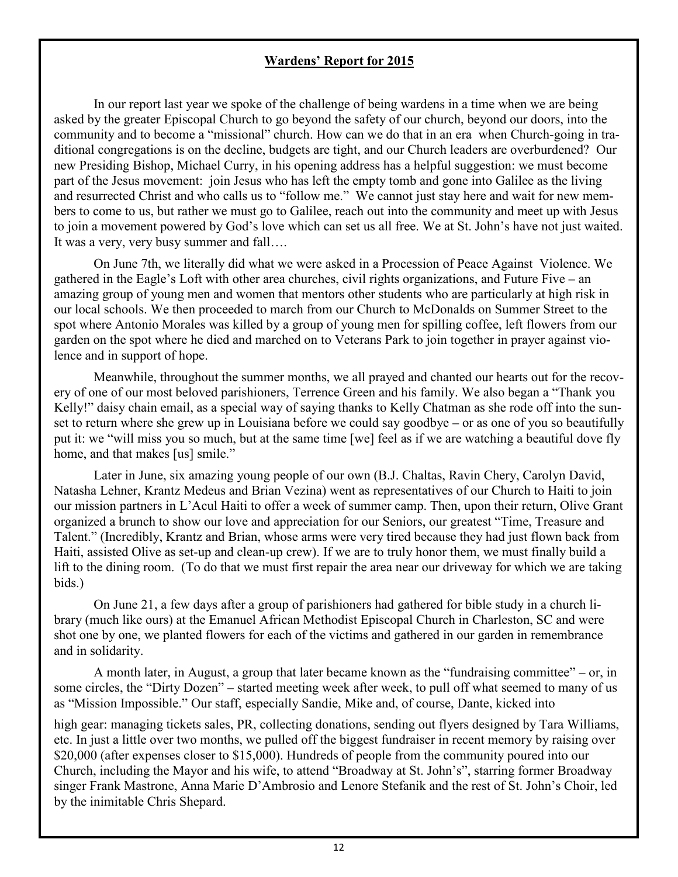**Wardens' Report for 2015**

In our report last year we spoke of the challenge of being wardens in a time when we are being asked by the greater Episcopal Church to go beyond the safety of our church, beyond our doors, into the community and to become a "missional" church. How can we do that in an era when Church-going in traditional congregations is on the decline, budgets are tight, and our Church leaders are overburdened? Our new Presiding Bishop, Michael Curry, in his opening address has a helpful suggestion: we must become part of the Jesus movement: join Jesus who has left the empty tomb and gone into Galilee as the living and resurrected Christ and who calls us to "follow me." We cannot just stay here and wait for new members to come to us, but rather we must go to Galilee, reach out into the community and meet up with Jesus to join a movement powered by God's love which can set us all free. We at St. John's have not just waited. It was a very, very busy summer and fall….

On June 7th, we literally did what we were asked in a Procession of Peace Against Violence. We gathered in the Eagle's Loft with other area churches, civil rights organizations, and Future Five – an amazing group of young men and women that mentors other students who are particularly at high risk in our local schools. We then proceeded to march from our Church to McDonalds on Summer Street to the spot where Antonio Morales was killed by a group of young men for spilling coffee, left flowers from our garden on the spot where he died and marched on to Veterans Park to join together in prayer against violence and in support of hope.

Meanwhile, throughout the summer months, we all prayed and chanted our hearts out for the recovery of one of our most beloved parishioners, Terrence Green and his family. We also began a "Thank you Kelly!" daisy chain email, as a special way of saying thanks to Kelly Chatman as she rode off into the sunset to return where she grew up in Louisiana before we could say goodbye – or as one of you so beautifully put it: we "will miss you so much, but at the same time [we] feel as if we are watching a beautiful dove fly home, and that makes [us] smile."

Later in June, six amazing young people of our own (B.J. Chaltas, Ravin Chery, Carolyn David, Natasha Lehner, Krantz Medeus and Brian Vezina) went as representatives of our Church to Haiti to join our mission partners in L'Acul Haiti to offer a week of summer camp. Then, upon their return, Olive Grant organized a brunch to show our love and appreciation for our Seniors, our greatest "Time, Treasure and Talent." (Incredibly, Krantz and Brian, whose arms were very tired because they had just flown back from Haiti, assisted Olive as set-up and clean-up crew). If we are to truly honor them, we must finally build a lift to the dining room. (To do that we must first repair the area near our driveway for which we are taking bids.)

On June 21, a few days after a group of parishioners had gathered for bible study in a church library (much like ours) at the Emanuel African Methodist Episcopal Church in Charleston, SC and were shot one by one, we planted flowers for each of the victims and gathered in our garden in remembrance and in solidarity.

A month later, in August, a group that later became known as the "fundraising committee" – or, in some circles, the "Dirty Dozen" – started meeting week after week, to pull off what seemed to many of us as "Mission Impossible." Our staff, especially Sandie, Mike and, of course, Dante, kicked into high gear: managing tickets sales, PR, collecting donations, sending out flyers designed by Tara Williams, etc. In just a little over two months, we pulled off the biggest fundraiser in recent memory by raising over $20,000 (after expenses closer to $15,000). Hundreds of people from the community poured into our Church, including the Mayor and his wife, to attend "Broadway at St. John's", starring former Broadway singer Frank Mastrone, Anna Marie D'Ambrosio and Lenore Stefanik and the rest of St. John's Choir, led by the inimitable Chris Shepard.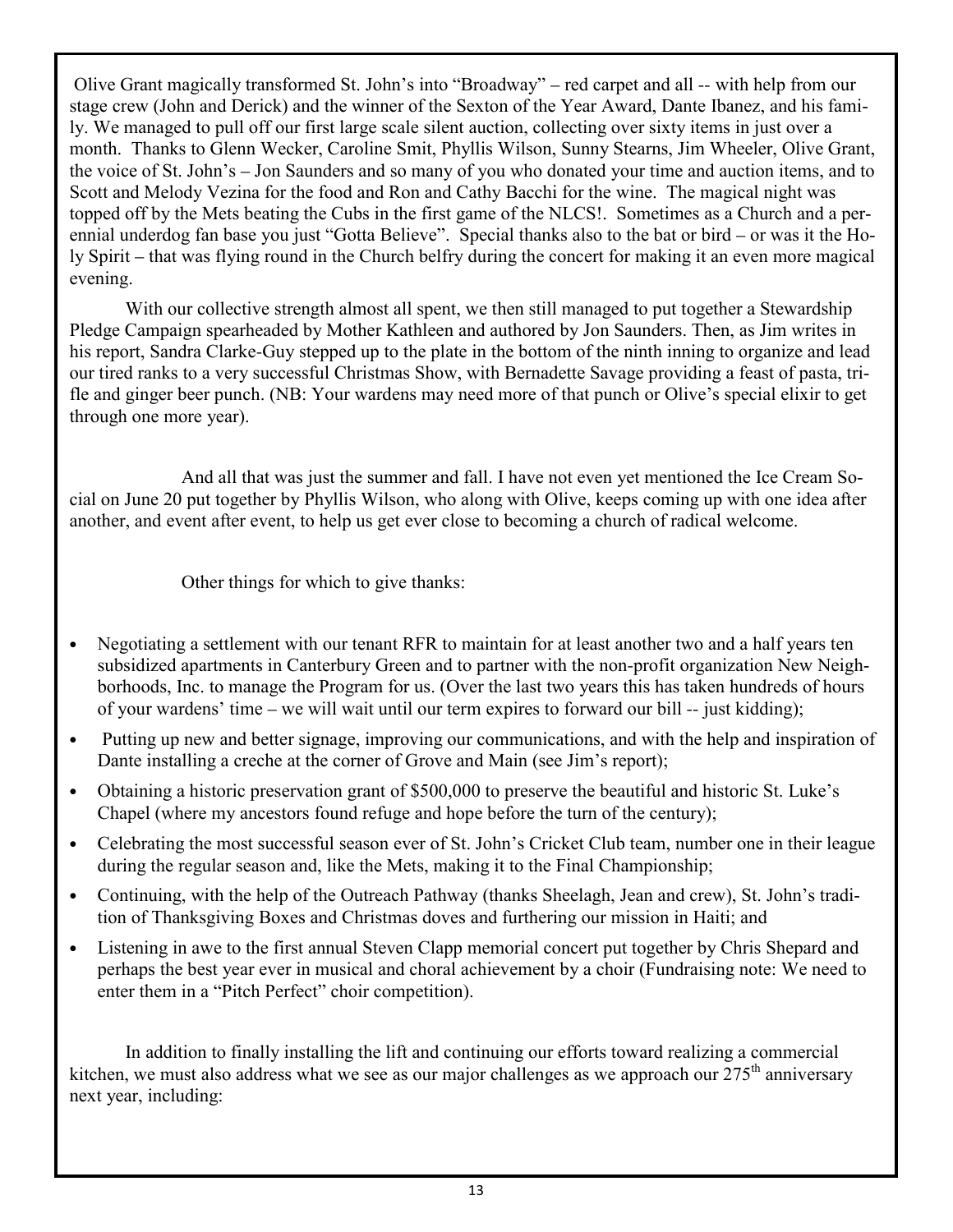Olive Grant magically transformed St. John's into "Broadway" – red carpet and all -- with help from our stage crew (John and Derick) and the winner of the Sexton of the Year Award, Dante Ibanez, and his family. We managed to pull off our first large scale silent auction, collecting over sixty items in just over a month. Thanks to Glenn Wecker, Caroline Smit, Phyllis Wilson, Sunny Stearns, Jim Wheeler, Olive Grant, the voice of St. John's – Jon Saunders and so many of you who donated your time and auction items, and to Scott and Melody Vezina for the food and Ron and Cathy Bacchi for the wine. The magical night was topped off by the Mets beating the Cubs in the first game of the NLCS!. Sometimes as a Church and a perennial underdog fan base you just "Gotta Believe". Special thanks also to the bat or bird – or was it the Holy Spirit – that was flying round in the Church belfry during the concert for making it an even more magical evening.

With our collective strength almost all spent, we then still managed to put together a Stewardship Pledge Campaign spearheaded by Mother Kathleen and authored by Jon Saunders. Then, as Jim writes in his report, Sandra Clarke-Guy stepped up to the plate in the bottom of the ninth inning to organize and lead our tired ranks to a very successful Christmas Show, with Bernadette Savage providing a feast of pasta, trifle and ginger beer punch. (NB: Your wardens may need more of that punch or Olive's special elixir to get through one more year).

And all that was just the summer and fall. I have not even yet mentioned the Ice Cream Social on June 20 put together by Phyllis Wilson, who along with Olive, keeps coming up with one idea after another, and event after event, to help us get ever close to becoming a church of radical welcome.

Other things for which to give thanks:

- Negotiating a settlement with our tenant RFR to maintain for at least another two and a half years ten subsidized apartments in Canterbury Green and to partner with the non-profit organization New Neighborhoods, Inc. to manage the Program for us. (Over the last two years this has taken hundreds of hours of your wardens' time – we will wait until our term expires to forward our bill -- just kidding);
- Putting up new and better signage, improving our communications, and with the help and inspiration of Dante installing a creche at the corner of Grove and Main (see Jim's report);
- Obtaining a historic preservation grant of $500,000 to preserve the beautiful and historic St. Luke's Chapel (where my ancestors found refuge and hope before the turn of the century);
- Celebrating the most successful season ever of St. John's Cricket Club team, number one in their league during the regular season and, like the Mets, making it to the Final Championship;
- Continuing, with the help of the Outreach Pathway (thanks Sheelagh, Jean and crew), St. John's tradition of Thanksgiving Boxes and Christmas doves and furthering our mission in Haiti; and
- Listening in awe to the first annual Steven Clapp memorial concert put together by Chris Shepard and perhaps the best year ever in musical and choral achievement by a choir (Fundraising note: We need to enter them in a "Pitch Perfect" choir competition).

In addition to finally installing the lift and continuing our efforts toward realizing a commercial kitchen, we must also address what we see as our major challenges as we approach our 275th anniversary next year, including: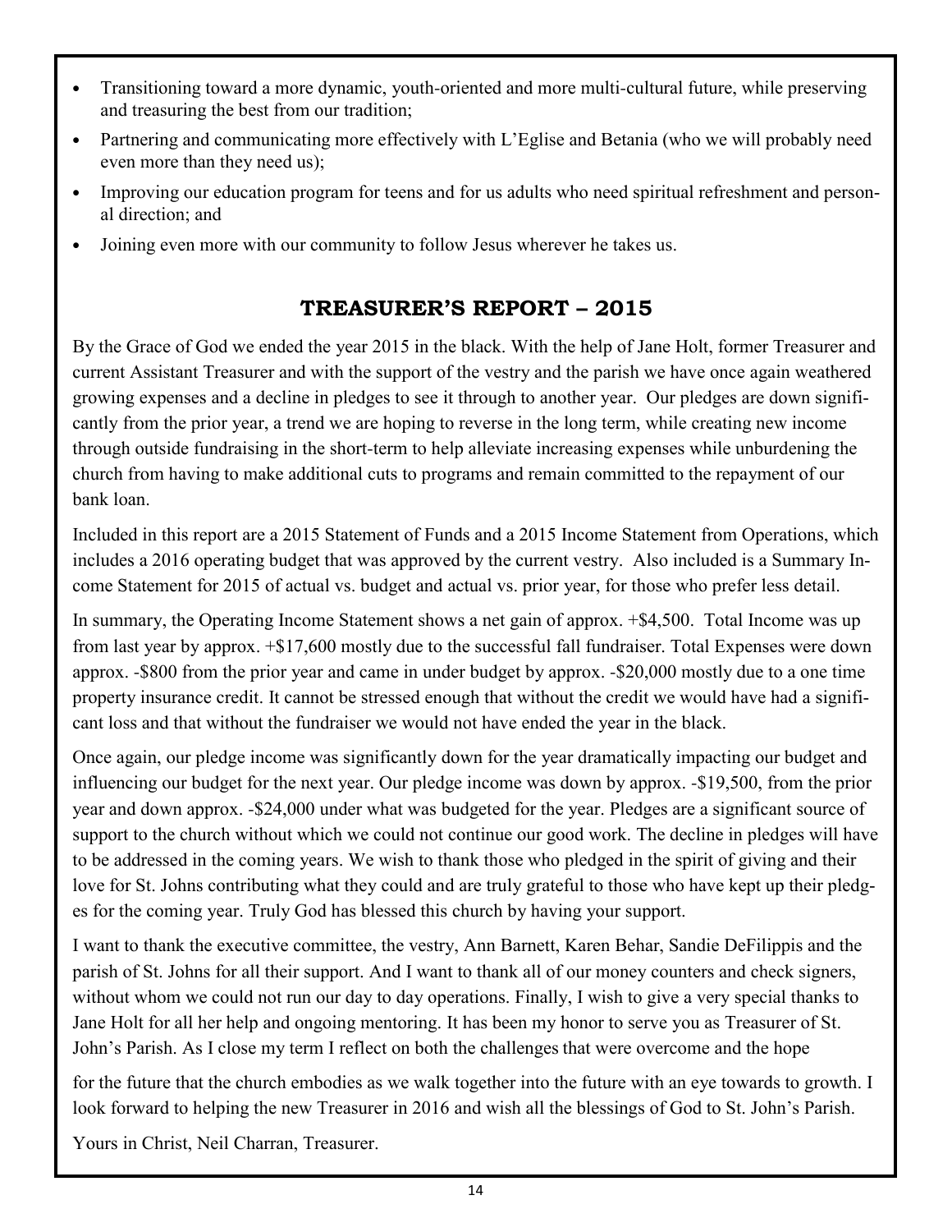- Transitioning toward a more dynamic, youth-oriented and more multi-cultural future, while preserving and treasuring the best from our tradition;
- Partnering and communicating more effectively with L'Eglise and Betania (who we will probably need even more than they need us);
- Improving our education program for teens and for us adults who need spiritual refreshment and personal direction; and
- Joining even more with our community to follow Jesus wherever he takes us.

## TREASURER'S REPORT – 2015

By the Grace of God we ended the year 2015 in the black. With the help of Jane Holt, former Treasurer and current Assistant Treasurer and with the support of the vestry and the parish we have once again weathered growing expenses and a decline in pledges to see it through to another year. Our pledges are down significantly from the prior year, a trend we are hoping to reverse in the long term, while creating new income through outside fundraising in the short-term to help alleviate increasing expenses while unburdening the church from having to make additional cuts to programs and remain committed to the repayment of our bank loan.

Included in this report are a 2015 Statement of Funds and a 2015 Income Statement from Operations, which includes a 2016 operating budget that was approved by the current vestry. Also included is a Summary Income Statement for 2015 of actual vs. budget and actual vs. prior year, for those who prefer less detail.

In summary, the Operating Income Statement shows a net gain of approx. +$4,500. Total Income was up from last year by approx. +$17,600 mostly due to the successful fall fundraiser. Total Expenses were down approx. -$800 from the prior year and came in under budget by approx. -$20,000 mostly due to a one time property insurance credit. It cannot be stressed enough that without the credit we would have had a significant loss and that without the fundraiser we would not have ended the year in the black.

Once again, our pledge income was significantly down for the year dramatically impacting our budget and influencing our budget for the next year. Our pledge income was down by approx. -$19,500, from the prior year and down approx. -$24,000 under what was budgeted for the year. Pledges are a significant source of support to the church without which we could not continue our good work. The decline in pledges will have to be addressed in the coming years. We wish to thank those who pledged in the spirit of giving and their love for St. Johns contributing what they could and are truly grateful to those who have kept up their pledges for the coming year. Truly God has blessed this church by having your support.

I want to thank the executive committee, the vestry, Ann Barnett, Karen Behar, Sandie DeFilippis and the parish of St. Johns for all their support. And I want to thank all of our money counters and check signers, without whom we could not run our day to day operations. Finally, I wish to give a very special thanks to Jane Holt for all her help and ongoing mentoring. It has been my honor to serve you as Treasurer of St. John's Parish. As I close my term I reflect on both the challenges that were overcome and the hope for the future that the church embodies as we walk together into the future with an eye towards to growth. I look forward to helping the new Treasurer in 2016 and wish all the blessings of God to St. John's Parish.

Yours in Christ, Neil Charran, Treasurer.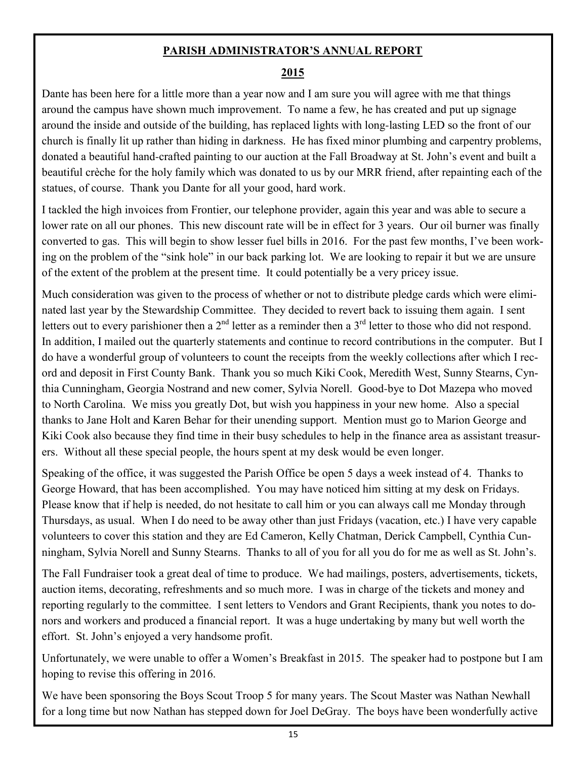## PARISH ADMINISTRATOR'S ANNUAL REPORT

## 2015

Dante has been here for a little more than a year now and I am sure you will agree with me that things around the campus have shown much improvement. To name a few, he has created and put up signage around the inside and outside of the building, has replaced lights with long-lasting LED so the front of our church is finally lit up rather than hiding in darkness. He has fixed minor plumbing and carpentry problems, donated a beautiful hand-crafted painting to our auction at the Fall Broadway at St. John's event and built a beautiful crèche for the holy family which was donated to us by our MRR friend, after repainting each of the statues, of course. Thank you Dante for all your good, hard work.

I tackled the high invoices from Frontier, our telephone provider, again this year and was able to secure a lower rate on all our phones. This new discount rate will be in effect for 3 years. Our oil burner was finally converted to gas. This will begin to show lesser fuel bills in 2016. For the past few months, I've been working on the problem of the "sink hole" in our back parking lot. We are looking to repair it but we are unsure of the extent of the problem at the present time. It could potentially be a very pricey issue.

Much consideration was given to the process of whether or not to distribute pledge cards which were eliminated last year by the Stewardship Committee. They decided to revert back to issuing them again. I sent letters out to every parishioner then a 2nd letter as a reminder then a 3rd letter to those who did not respond. In addition, I mailed out the quarterly statements and continue to record contributions in the computer. But I do have a wonderful group of volunteers to count the receipts from the weekly collections after which I record and deposit in First County Bank. Thank you so much Kiki Cook, Meredith West, Sunny Stearns, Cynthia Cunningham, Georgia Nostrand and new comer, Sylvia Norell. Good-bye to Dot Mazepa who moved to North Carolina. We miss you greatly Dot, but wish you happiness in your new home. Also a special thanks to Jane Holt and Karen Behar for their unending support. Mention must go to Marion George and Kiki Cook also because they find time in their busy schedules to help in the finance area as assistant treasurers. Without all these special people, the hours spent at my desk would be even longer.

Speaking of the office, it was suggested the Parish Office be open 5 days a week instead of 4. Thanks to George Howard, that has been accomplished. You may have noticed him sitting at my desk on Fridays. Please know that if help is needed, do not hesitate to call him or you can always call me Monday through Thursdays, as usual. When I do need to be away other than just Fridays (vacation, etc.) I have very capable volunteers to cover this station and they are Ed Cameron, Kelly Chatman, Derick Campbell, Cynthia Cunningham, Sylvia Norell and Sunny Stearns. Thanks to all of you for all you do for me as well as St. John's.

The Fall Fundraiser took a great deal of time to produce. We had mailings, posters, advertisements, tickets, auction items, decorating, refreshments and so much more. I was in charge of the tickets and money and reporting regularly to the committee. I sent letters to Vendors and Grant Recipients, thank you notes to donors and workers and produced a financial report. It was a huge undertaking by many but well worth the effort. St. John's enjoyed a very handsome profit.

Unfortunately, we were unable to offer a Women's Breakfast in 2015. The speaker had to postpone but I am hoping to revise this offering in 2016.

We have been sponsoring the Boys Scout Troop 5 for many years. The Scout Master was Nathan Newhall for a long time but now Nathan has stepped down for Joel DeGray. The boys have been wonderfully active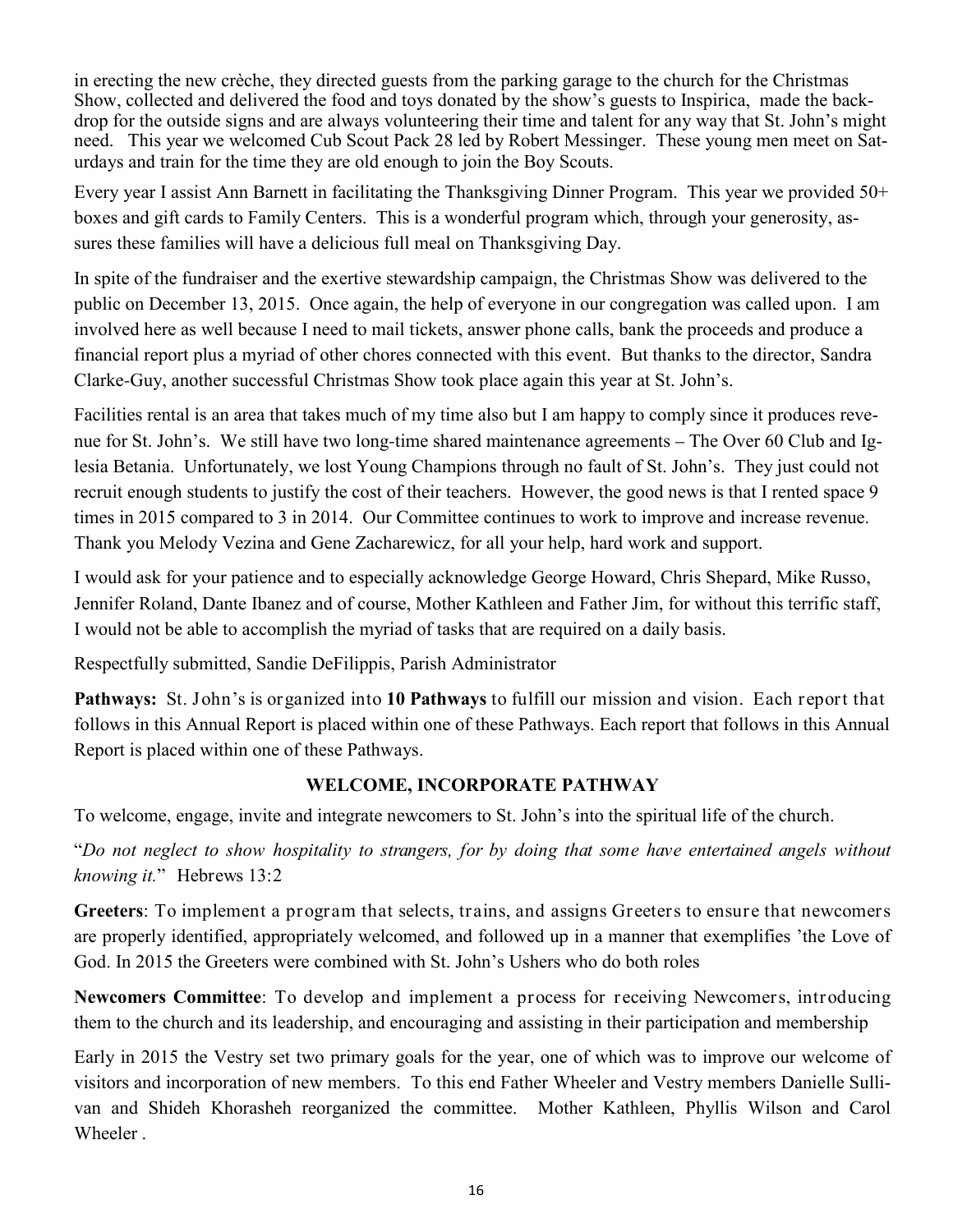in erecting the new crèche, they directed guests from the parking garage to the church for the Christmas Show, collected and delivered the food and toys donated by the show's guests to Inspirica, made the back-drop for the outside signs and are always volunteering their time and talent for any way that St. John's might need. This year we welcomed Cub Scout Pack 28 led by Robert Messinger. These young men meet on Saturdays and train for the time they are old enough to join the Boy Scouts.

Every year I assist Ann Barnett in facilitating the Thanksgiving Dinner Program. This year we provided 50+ boxes and gift cards to Family Centers. This is a wonderful program which, through your generosity, assures these families will have a delicious full meal on Thanksgiving Day.

In spite of the fundraiser and the exertive stewardship campaign, the Christmas Show was delivered to the public on December 13, 2015. Once again, the help of everyone in our congregation was called upon. I am involved here as well because I need to mail tickets, answer phone calls, bank the proceeds and produce a financial report plus a myriad of other chores connected with this event. But thanks to the director, Sandra Clarke-Guy, another successful Christmas Show took place again this year at St. John's.

Facilities rental is an area that takes much of my time also but I am happy to comply since it produces revenue for St. John's. We still have two long-time shared maintenance agreements – The Over 60 Club and Iglesia Betania. Unfortunately, we lost Young Champions through no fault of St. John's. They just could not recruit enough students to justify the cost of their teachers. However, the good news is that I rented space 9 times in 2015 compared to 3 in 2014. Our Committee continues to work to improve and increase revenue. Thank you Melody Vezina and Gene Zacharewicz, for all your help, hard work and support.

I would ask for your patience and to especially acknowledge George Howard, Chris Shepard, Mike Russo, Jennifer Roland, Dante Ibanez and of course, Mother Kathleen and Father Jim, for without this terrific staff, I would not be able to accomplish the myriad of tasks that are required on a daily basis.

Respectfully submitted, Sandie DeFilippis, Parish Administrator

**Pathways:** St. John's is organized into **10 Pathways** to fulfill our mission and vision. Each report that follows in this Annual Report is placed within one of these Pathways. Each report that follows in this Annual Report is placed within one of these Pathways.

## WELCOME, INCORPORATE PATHWAY

To welcome, engage, invite and integrate newcomers to St. John's into the spiritual life of the church.

"*Do not neglect to show hospitality to strangers, for by doing that some have entertained angels without knowing it.*" Hebrews 13:2

**Greeters**: To implement a program that selects, trains, and assigns Greeters to ensure that newcomers are properly identified, appropriately welcomed, and followed up in a manner that exemplifies 'the Love of God. In 2015 the Greeters were combined with St. John's Ushers who do both roles

**Newcomers Committee**: To develop and implement a process for receiving Newcomers, introducing them to the church and its leadership, and encouraging and assisting in their participation and membership

Early in 2015 the Vestry set two primary goals for the year, one of which was to improve our welcome of visitors and incorporation of new members. To this end Father Wheeler and Vestry members Danielle Sullivan and Shideh Khorasheh reorganized the committee. Mother Kathleen, Phyllis Wilson and Carol Wheeler .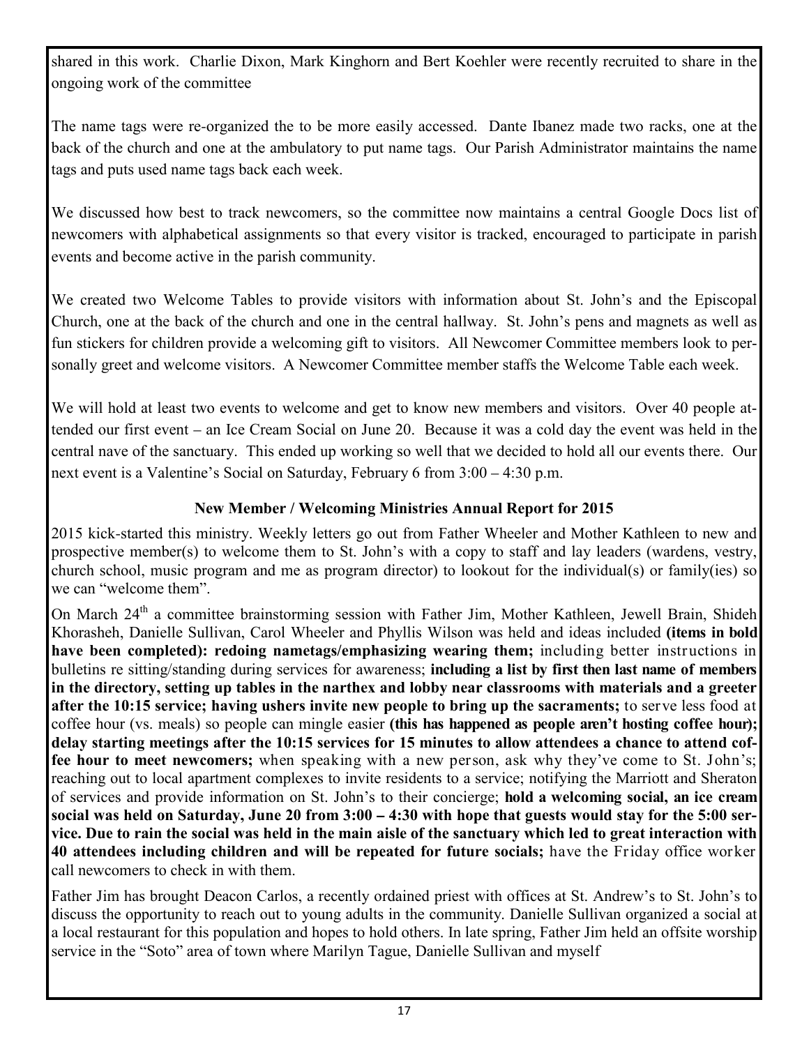shared in this work. Charlie Dixon, Mark Kinghorn and Bert Koehler were recently recruited to share in the ongoing work of the committee

The name tags were re-organized the to be more easily accessed. Dante Ibanez made two racks, one at the back of the church and one at the ambulatory to put name tags. Our Parish Administrator maintains the name tags and puts used name tags back each week.

We discussed how best to track newcomers, so the committee now maintains a central Google Docs list of newcomers with alphabetical assignments so that every visitor is tracked, encouraged to participate in parish events and become active in the parish community.

We created two Welcome Tables to provide visitors with information about St. John's and the Episcopal Church, one at the back of the church and one in the central hallway. St. John's pens and magnets as well as fun stickers for children provide a welcoming gift to visitors. All Newcomer Committee members look to personally greet and welcome visitors. A Newcomer Committee member staffs the Welcome Table each week.

We will hold at least two events to welcome and get to know new members and visitors. Over 40 people attended our first event – an Ice Cream Social on June 20. Because it was a cold day the event was held in the central nave of the sanctuary. This ended up working so well that we decided to hold all our events there. Our next event is a Valentine's Social on Saturday, February 6 from 3:00 – 4:30 p.m.

## New Member / Welcoming Ministries Annual Report for 2015

2015 kick-started this ministry. Weekly letters go out from Father Wheeler and Mother Kathleen to new and prospective member(s) to welcome them to St. John's with a copy to staff and lay leaders (wardens, vestry, church school, music program and me as program director) to lookout for the individual(s) or family(ies) so we can "welcome them".

On March 24th a committee brainstorming session with Father Jim, Mother Kathleen, Jewell Brain, Shideh Khorasheh, Danielle Sullivan, Carol Wheeler and Phyllis Wilson was held and ideas included **(items in bold have been completed): redoing nametags/emphasizing wearing them;** including better instructions in bulletins re sitting/standing during services for awareness; **including a list by first then last name of members in the directory, setting up tables in the narthex and lobby near classrooms with materials and a greeter after the 10:15 service; having ushers invite new people to bring up the sacraments;** to serve less food at coffee hour (vs. meals) so people can mingle easier **(this has happened as people aren't hosting coffee hour); delay starting meetings after the 10:15 services for 15 minutes to allow attendees a chance to attend coffee hour to meet newcomers;** when speaking with a new person, ask why they've come to St. John's; reaching out to local apartment complexes to invite residents to a service; notifying the Marriott and Sheraton of services and provide information on St. John's to their concierge; **hold a welcoming social, an ice cream social was held on Saturday, June 20 from 3:00 – 4:30 with hope that guests would stay for the 5:00 service. Due to rain the social was held in the main aisle of the sanctuary which led to great interaction with 40 attendees including children and will be repeated for future socials;** have the Friday office worker call newcomers to check in with them.

Father Jim has brought Deacon Carlos, a recently ordained priest with offices at St. Andrew's to St. John's to discuss the opportunity to reach out to young adults in the community. Danielle Sullivan organized a social at a local restaurant for this population and hopes to hold others. In late spring, Father Jim held an offsite worship service in the "Soto" area of town where Marilyn Tague, Danielle Sullivan and myself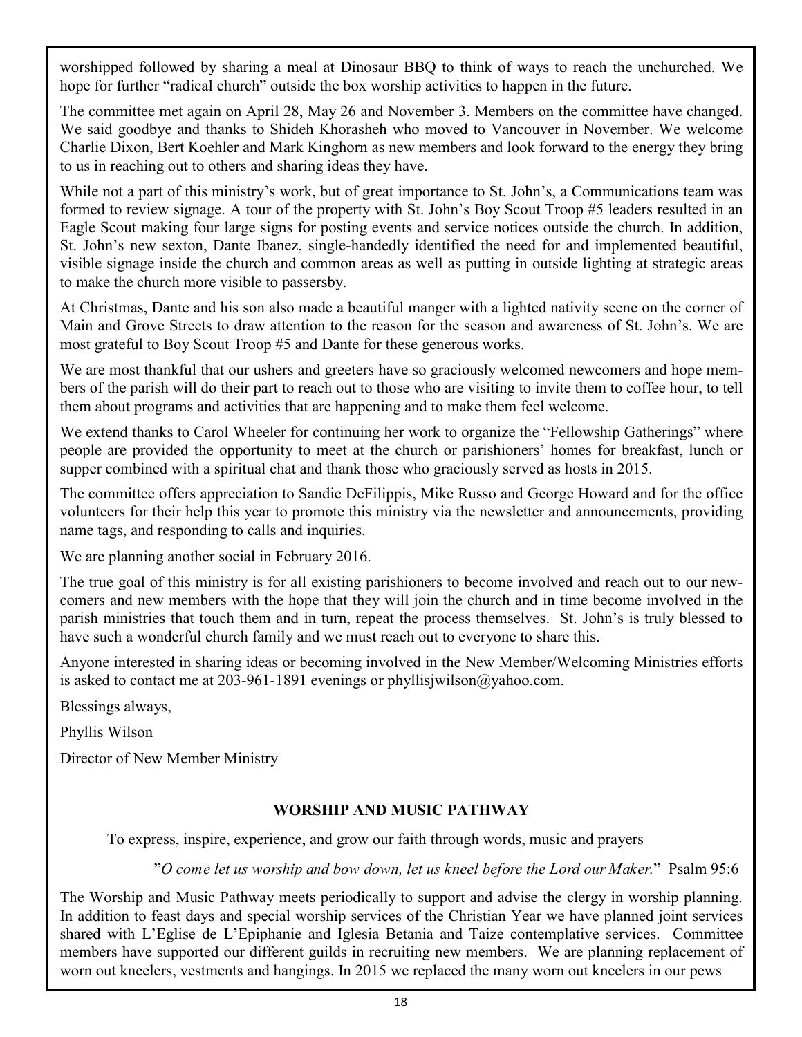worshipped followed by sharing a meal at Dinosaur BBQ to think of ways to reach the unchurched. We hope for further "radical church" outside the box worship activities to happen in the future.

The committee met again on April 28, May 26 and November 3. Members on the committee have changed. We said goodbye and thanks to Shideh Khorasheh who moved to Vancouver in November. We welcome Charlie Dixon, Bert Koehler and Mark Kinghorn as new members and look forward to the energy they bring to us in reaching out to others and sharing ideas they have.

While not a part of this ministry's work, but of great importance to St. John's, a Communications team was formed to review signage. A tour of the property with St. John's Boy Scout Troop #5 leaders resulted in an Eagle Scout making four large signs for posting events and service notices outside the church. In addition, St. John's new sexton, Dante Ibanez, single-handedly identified the need for and implemented beautiful, visible signage inside the church and common areas as well as putting in outside lighting at strategic areas to make the church more visible to passersby.

At Christmas, Dante and his son also made a beautiful manger with a lighted nativity scene on the corner of Main and Grove Streets to draw attention to the reason for the season and awareness of St. John's. We are most grateful to Boy Scout Troop #5 and Dante for these generous works.

We are most thankful that our ushers and greeters have so graciously welcomed newcomers and hope members of the parish will do their part to reach out to those who are visiting to invite them to coffee hour, to tell them about programs and activities that are happening and to make them feel welcome.

We extend thanks to Carol Wheeler for continuing her work to organize the "Fellowship Gatherings" where people are provided the opportunity to meet at the church or parishioners' homes for breakfast, lunch or supper combined with a spiritual chat and thank those who graciously served as hosts in 2015.

The committee offers appreciation to Sandie DeFilippis, Mike Russo and George Howard and for the office volunteers for their help this year to promote this ministry via the newsletter and announcements, providing name tags, and responding to calls and inquiries.

We are planning another social in February 2016.

The true goal of this ministry is for all existing parishioners to become involved and reach out to our newcomers and new members with the hope that they will join the church and in time become involved in the parish ministries that touch them and in turn, repeat the process themselves. St. John's is truly blessed to have such a wonderful church family and we must reach out to everyone to share this.

Anyone interested in sharing ideas or becoming involved in the New Member/Welcoming Ministries efforts is asked to contact me at 203-961-1891 evenings or phyllisjwilson@yahoo.com.

Blessings always,

Phyllis Wilson

Director of New Member Ministry

## WORSHIP AND MUSIC PATHWAY

To express, inspire, experience, and grow our faith through words, music and prayers

"*O come let us worship and bow down, let us kneel before the Lord our Maker.*" Psalm 95:6

The Worship and Music Pathway meets periodically to support and advise the clergy in worship planning. In addition to feast days and special worship services of the Christian Year we have planned joint services shared with L'Eglise de L'Epiphanie and Iglesia Betania and Taize contemplative services. Committee members have supported our different guilds in recruiting new members. We are planning replacement of worn out kneelers, vestments and hangings. In 2015 we replaced the many worn out kneelers in our pews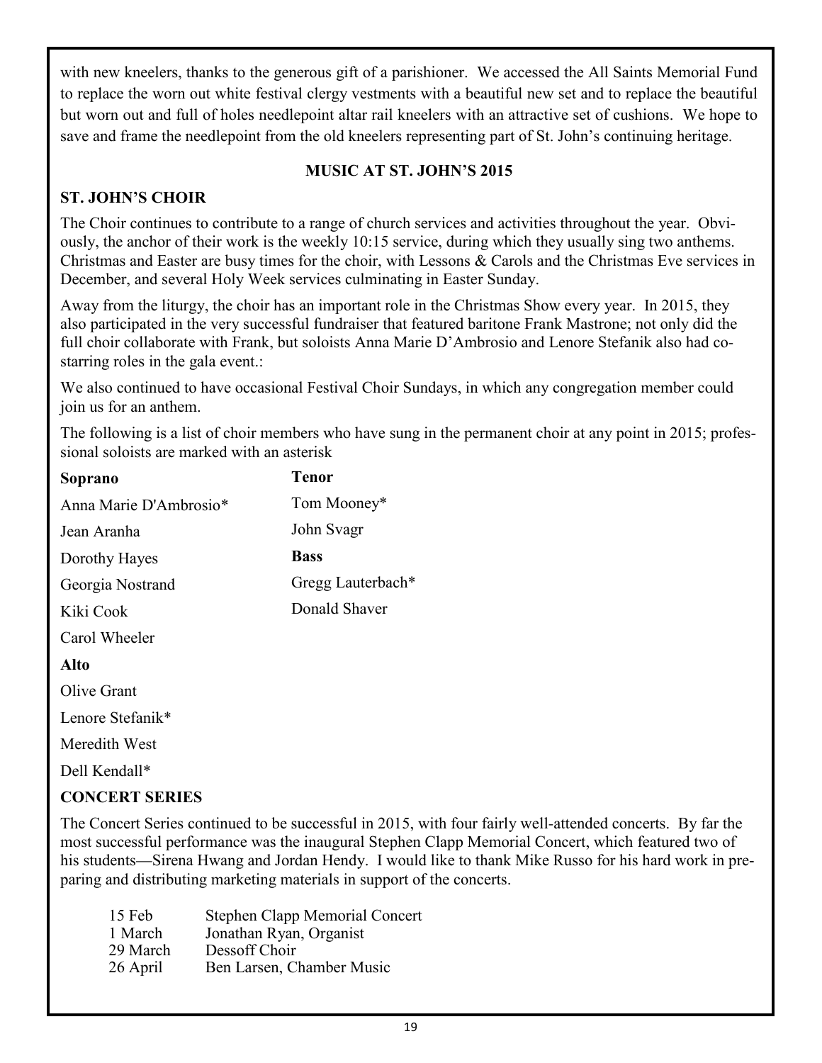with new kneelers, thanks to the generous gift of a parishioner. We accessed the All Saints Memorial Fund to replace the worn out white festival clergy vestments with a beautiful new set and to replace the beautiful but worn out and full of holes needlepoint altar rail kneelers with an attractive set of cushions. We hope to save and frame the needlepoint from the old kneelers representing part of St. John's continuing heritage.

## MUSIC AT ST. JOHN'S 2015

### ST. JOHN'S CHOIR

The Choir continues to contribute to a range of church services and activities throughout the year. Obviously, the anchor of their work is the weekly 10:15 service, during which they usually sing two anthems. Christmas and Easter are busy times for the choir, with Lessons & Carols and the Christmas Eve services in December, and several Holy Week services culminating in Easter Sunday.

Away from the liturgy, the choir has an important role in the Christmas Show every year. In 2015, they also participated in the very successful fundraiser that featured baritone Frank Mastrone; not only did the full choir collaborate with Frank, but soloists Anna Marie D'Ambrosio and Lenore Stefanik also had co-starring roles in the gala event.:

We also continued to have occasional Festival Choir Sundays, in which any congregation member could join us for an anthem.

The following is a list of choir members who have sung in the permanent choir at any point in 2015; professional soloists are marked with an asterisk

**Soprano**

Anna Marie D'Ambrosio*

Jean Aranha

Dorothy Hayes

Georgia Nostrand

Kiki Cook

Carol Wheeler

**Alto**

Olive Grant

Lenore Stefanik*

Meredith West

Dell Kendall*

**Tenor**

Tom Mooney*

John Svagr

**Bass**

Gregg Lauterbach*

Donald Shaver

### CONCERT SERIES

The Concert Series continued to be successful in 2015, with four fairly well-attended concerts. By far the most successful performance was the inaugural Stephen Clapp Memorial Concert, which featured two of his students—Sirena Hwang and Jordan Hendy. I would like to thank Mike Russo for his hard work in preparing and distributing marketing materials in support of the concerts.

| | |
|---|---|
| 15 Feb | Stephen Clapp Memorial Concert |
| 1 March | Jonathan Ryan, Organist |
| 29 March | Dessoff Choir |
| 26 April | Ben Larsen, Chamber Music |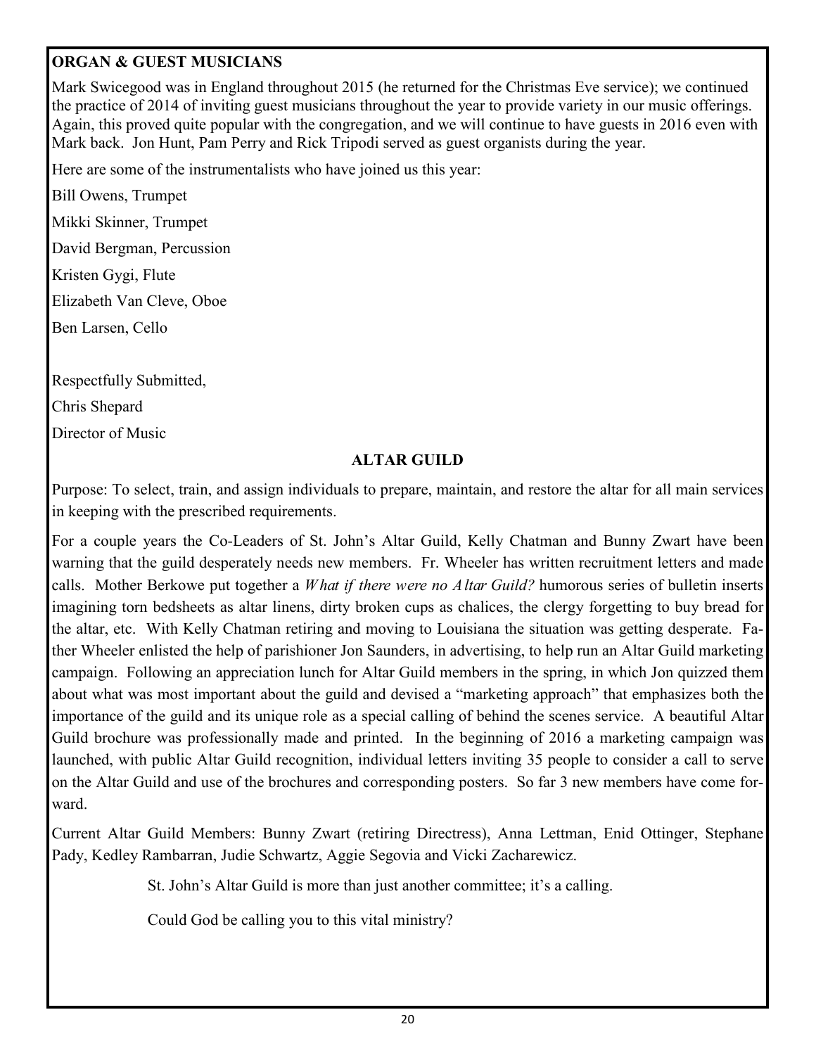**ORGAN & GUEST MUSICIANS**

Mark Swicegood was in England throughout 2015 (he returned for the Christmas Eve service); we continued the practice of 2014 of inviting guest musicians throughout the year to provide variety in our music offerings. Again, this proved quite popular with the congregation, and we will continue to have guests in 2016 even with Mark back. Jon Hunt, Pam Perry and Rick Tripodi served as guest organists during the year.

Here are some of the instrumentalists who have joined us this year:

Bill Owens, Trumpet

Mikki Skinner, Trumpet

David Bergman, Percussion

Kristen Gygi, Flute

Elizabeth Van Cleve, Oboe

Ben Larsen, Cello

Respectfully Submitted,

Chris Shepard

Director of Music

## ALTAR GUILD

Purpose: To select, train, and assign individuals to prepare, maintain, and restore the altar for all main services in keeping with the prescribed requirements.

For a couple years the Co-Leaders of St. John's Altar Guild, Kelly Chatman and Bunny Zwart have been warning that the guild desperately needs new members. Fr. Wheeler has written recruitment letters and made calls. Mother Berkowe put together a *What if there were no Altar Guild?* humorous series of bulletin inserts imagining torn bedsheets as altar linens, dirty broken cups as chalices, the clergy forgetting to buy bread for the altar, etc. With Kelly Chatman retiring and moving to Louisiana the situation was getting desperate. Father Wheeler enlisted the help of parishioner Jon Saunders, in advertising, to help run an Altar Guild marketing campaign. Following an appreciation lunch for Altar Guild members in the spring, in which Jon quizzed them about what was most important about the guild and devised a "marketing approach" that emphasizes both the importance of the guild and its unique role as a special calling of behind the scenes service. A beautiful Altar Guild brochure was professionally made and printed. In the beginning of 2016 a marketing campaign was launched, with public Altar Guild recognition, individual letters inviting 35 people to consider a call to serve on the Altar Guild and use of the brochures and corresponding posters. So far 3 new members have come forward.

Current Altar Guild Members: Bunny Zwart (retiring Directress), Anna Lettman, Enid Ottinger, Stephane Pady, Kedley Rambarran, Judie Schwartz, Aggie Segovia and Vicki Zacharewicz.

St. John's Altar Guild is more than just another committee; it's a calling.

Could God be calling you to this vital ministry?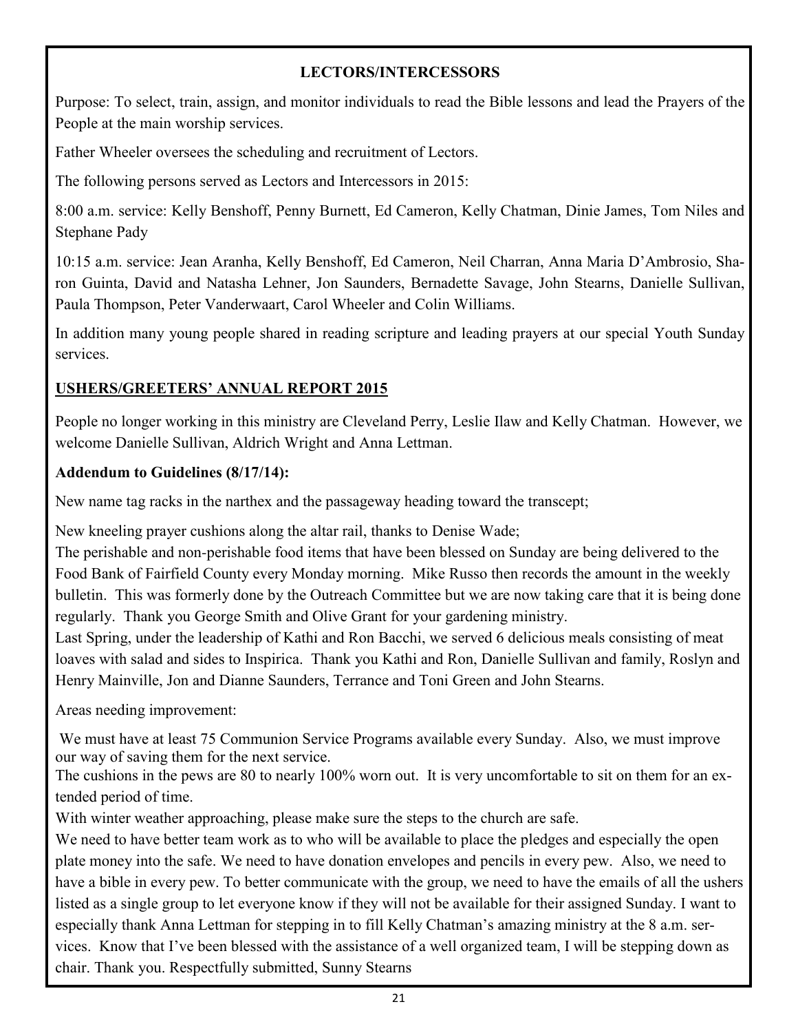## LECTORS/INTERCESSORS

Purpose: To select, train, assign, and monitor individuals to read the Bible lessons and lead the Prayers of the People at the main worship services.

Father Wheeler oversees the scheduling and recruitment of Lectors.

The following persons served as Lectors and Intercessors in 2015:

8:00 a.m. service: Kelly Benshoff, Penny Burnett, Ed Cameron, Kelly Chatman, Dinie James, Tom Niles and Stephane Pady

10:15 a.m. service: Jean Aranha, Kelly Benshoff, Ed Cameron, Neil Charran, Anna Maria D'Ambrosio, Sharon Guinta, David and Natasha Lehner, Jon Saunders, Bernadette Savage, John Stearns, Danielle Sullivan, Paula Thompson, Peter Vanderwaart, Carol Wheeler and Colin Williams.

In addition many young people shared in reading scripture and leading prayers at our special Youth Sunday services.

## USHERS/GREETERS' ANNUAL REPORT 2015

People no longer working in this ministry are Cleveland Perry, Leslie Ilaw and Kelly Chatman. However, we welcome Danielle Sullivan, Aldrich Wright and Anna Lettman.

**Addendum to Guidelines (8/17/14):**

New name tag racks in the narthex and the passageway heading toward the transcept;

New kneeling prayer cushions along the altar rail, thanks to Denise Wade;

The perishable and non-perishable food items that have been blessed on Sunday are being delivered to the Food Bank of Fairfield County every Monday morning. Mike Russo then records the amount in the weekly bulletin. This was formerly done by the Outreach Committee but we are now taking care that it is being done regularly. Thank you George Smith and Olive Grant for your gardening ministry.

Last Spring, under the leadership of Kathi and Ron Bacchi, we served 6 delicious meals consisting of meat loaves with salad and sides to Inspirica. Thank you Kathi and Ron, Danielle Sullivan and family, Roslyn and Henry Mainville, Jon and Dianne Saunders, Terrance and Toni Green and John Stearns.

Areas needing improvement:

We must have at least 75 Communion Service Programs available every Sunday. Also, we must improve our way of saving them for the next service.

The cushions in the pews are 80 to nearly 100% worn out. It is very uncomfortable to sit on them for an extended period of time.

With winter weather approaching, please make sure the steps to the church are safe.

We need to have better team work as to who will be available to place the pledges and especially the open plate money into the safe. We need to have donation envelopes and pencils in every pew. Also, we need to have a bible in every pew. To better communicate with the group, we need to have the emails of all the ushers listed as a single group to let everyone know if they will not be available for their assigned Sunday. I want to especially thank Anna Lettman for stepping in to fill Kelly Chatman's amazing ministry at the 8 a.m. services. Know that I've been blessed with the assistance of a well organized team, I will be stepping down as chair. Thank you. Respectfully submitted, Sunny Stearns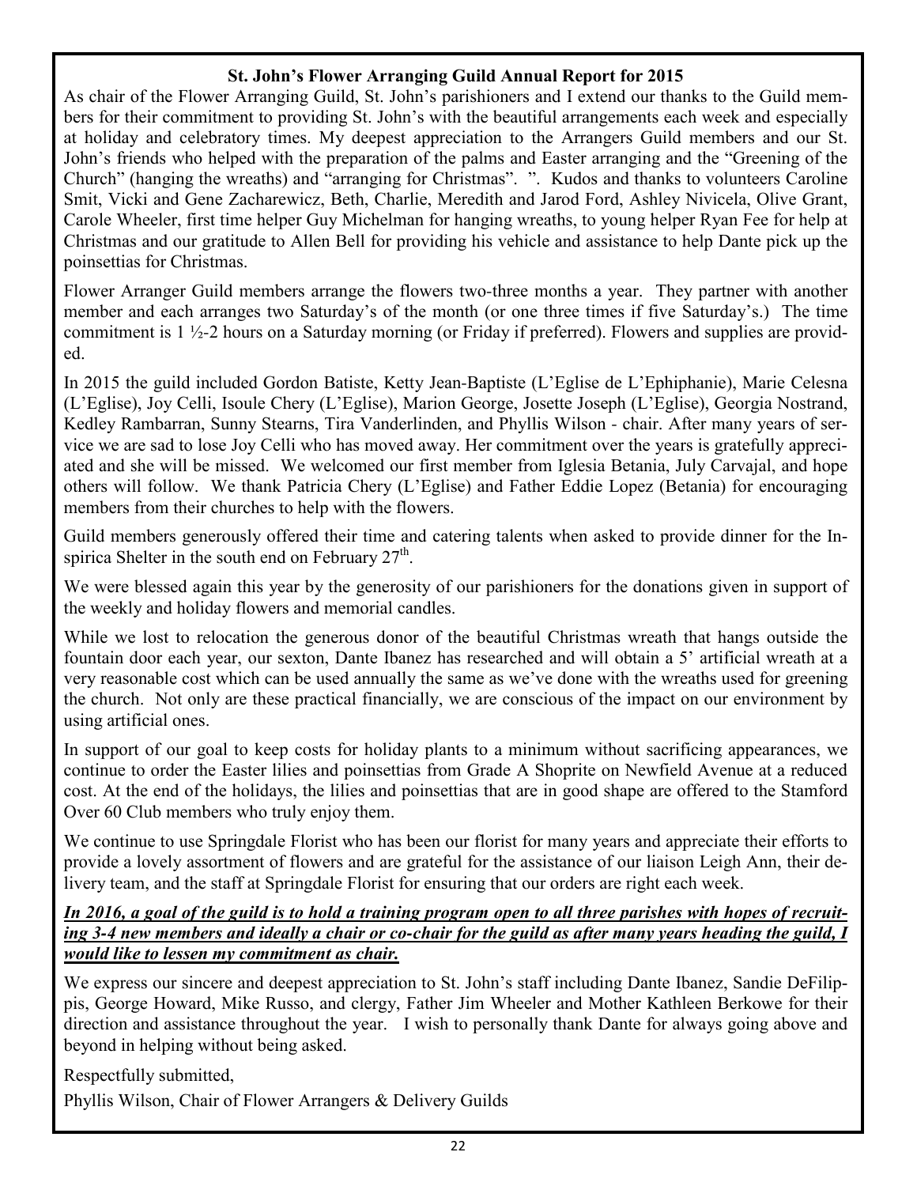## St. John's Flower Arranging Guild Annual Report for 2015

As chair of the Flower Arranging Guild, St. John's parishioners and I extend our thanks to the Guild members for their commitment to providing St. John's with the beautiful arrangements each week and especially at holiday and celebratory times. My deepest appreciation to the Arrangers Guild members and our St. John's friends who helped with the preparation of the palms and Easter arranging and the "Greening of the Church" (hanging the wreaths) and "arranging for Christmas". ". Kudos and thanks to volunteers Caroline Smit, Vicki and Gene Zacharewicz, Beth, Charlie, Meredith and Jarod Ford, Ashley Nivicela, Olive Grant, Carole Wheeler, first time helper Guy Michelman for hanging wreaths, to young helper Ryan Fee for help at Christmas and our gratitude to Allen Bell for providing his vehicle and assistance to help Dante pick up the poinsettias for Christmas.

Flower Arranger Guild members arrange the flowers two-three months a year. They partner with another member and each arranges two Saturday's of the month (or one three times if five Saturday's.) The time commitment is 1 ½-2 hours on a Saturday morning (or Friday if preferred). Flowers and supplies are provided.

In 2015 the guild included Gordon Batiste, Ketty Jean-Baptiste (L'Eglise de L'Ephiphanie), Marie Celesna (L'Eglise), Joy Celli, Isoule Chery (L'Eglise), Marion George, Josette Joseph (L'Eglise), Georgia Nostrand, Kedley Rambarran, Sunny Stearns, Tira Vanderlinden, and Phyllis Wilson - chair. After many years of service we are sad to lose Joy Celli who has moved away. Her commitment over the years is gratefully appreciated and she will be missed. We welcomed our first member from Iglesia Betania, July Carvajal, and hope others will follow. We thank Patricia Chery (L'Eglise) and Father Eddie Lopez (Betania) for encouraging members from their churches to help with the flowers.

Guild members generously offered their time and catering talents when asked to provide dinner for the Inspirica Shelter in the south end on February 27th.

We were blessed again this year by the generosity of our parishioners for the donations given in support of the weekly and holiday flowers and memorial candles.

While we lost to relocation the generous donor of the beautiful Christmas wreath that hangs outside the fountain door each year, our sexton, Dante Ibanez has researched and will obtain a 5' artificial wreath at a very reasonable cost which can be used annually the same as we've done with the wreaths used for greening the church. Not only are these practical financially, we are conscious of the impact on our environment by using artificial ones.

In support of our goal to keep costs for holiday plants to a minimum without sacrificing appearances, we continue to order the Easter lilies and poinsettias from Grade A Shoprite on Newfield Avenue at a reduced cost. At the end of the holidays, the lilies and poinsettias that are in good shape are offered to the Stamford Over 60 Club members who truly enjoy them.

We continue to use Springdale Florist who has been our florist for many years and appreciate their efforts to provide a lovely assortment of flowers and are grateful for the assistance of our liaison Leigh Ann, their delivery team, and the staff at Springdale Florist for ensuring that our orders are right each week.

***In 2016, a goal of the guild is to hold a training program open to all three parishes with hopes of recruiting 3-4 new members and ideally a chair or co-chair for the guild as after many years heading the guild, I would like to lessen my commitment as chair.***

We express our sincere and deepest appreciation to St. John's staff including Dante Ibanez, Sandie DeFilippis, George Howard, Mike Russo, and clergy, Father Jim Wheeler and Mother Kathleen Berkowe for their direction and assistance throughout the year. I wish to personally thank Dante for always going above and beyond in helping without being asked.

Respectfully submitted,

Phyllis Wilson, Chair of Flower Arrangers & Delivery Guilds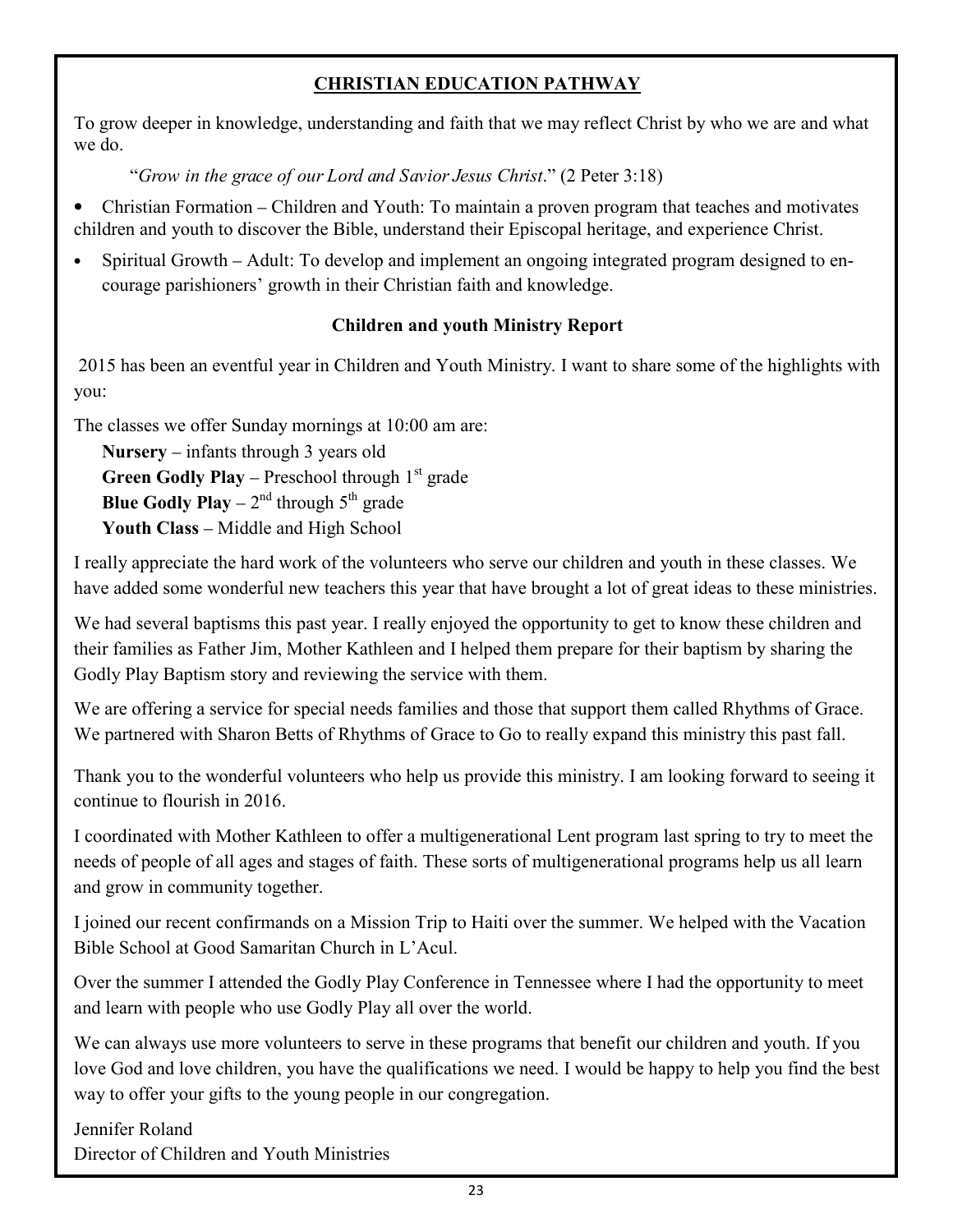## CHRISTIAN EDUCATION PATHWAY

To grow deeper in knowledge, understanding and faith that we may reflect Christ by who we are and what we do.

"*Grow in the grace of our Lord and Savior Jesus Christ*." (2 Peter 3:18)

- Christian Formation – Children and Youth: To maintain a proven program that teaches and motivates children and youth to discover the Bible, understand their Episcopal heritage, and experience Christ.
- Spiritual Growth – Adult: To develop and implement an ongoing integrated program designed to encourage parishioners' growth in their Christian faith and knowledge.

### Children and youth Ministry Report

2015 has been an eventful year in Children and Youth Ministry. I want to share some of the highlights with you:

The classes we offer Sunday mornings at 10:00 am are:

**Nursery** – infants through 3 years old
**Green Godly Play** – Preschool through 1st grade
**Blue Godly Play** – 2nd through 5th grade
**Youth Class** – Middle and High School

I really appreciate the hard work of the volunteers who serve our children and youth in these classes. We have added some wonderful new teachers this year that have brought a lot of great ideas to these ministries.

We had several baptisms this past year. I really enjoyed the opportunity to get to know these children and their families as Father Jim, Mother Kathleen and I helped them prepare for their baptism by sharing the Godly Play Baptism story and reviewing the service with them.

We are offering a service for special needs families and those that support them called Rhythms of Grace. We partnered with Sharon Betts of Rhythms of Grace to Go to really expand this ministry this past fall.

Thank you to the wonderful volunteers who help us provide this ministry. I am looking forward to seeing it continue to flourish in 2016.

I coordinated with Mother Kathleen to offer a multigenerational Lent program last spring to try to meet the needs of people of all ages and stages of faith. These sorts of multigenerational programs help us all learn and grow in community together.

I joined our recent confirmands on a Mission Trip to Haiti over the summer. We helped with the Vacation Bible School at Good Samaritan Church in L'Acul.

Over the summer I attended the Godly Play Conference in Tennessee where I had the opportunity to meet and learn with people who use Godly Play all over the world.

We can always use more volunteers to serve in these programs that benefit our children and youth. If you love God and love children, you have the qualifications we need. I would be happy to help you find the best way to offer your gifts to the young people in our congregation.

Jennifer Roland
Director of Children and Youth Ministries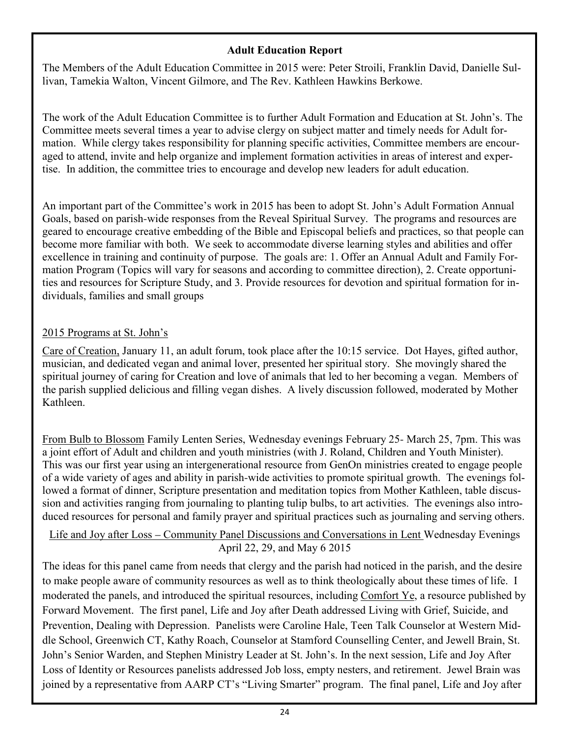**Adult Education Report**

The Members of the Adult Education Committee in 2015 were: Peter Stroili, Franklin David, Danielle Sullivan, Tamekia Walton, Vincent Gilmore, and The Rev. Kathleen Hawkins Berkowe.

The work of the Adult Education Committee is to further Adult Formation and Education at St. John's. The Committee meets several times a year to advise clergy on subject matter and timely needs for Adult formation. While clergy takes responsibility for planning specific activities, Committee members are encouraged to attend, invite and help organize and implement formation activities in areas of interest and expertise. In addition, the committee tries to encourage and develop new leaders for adult education.

An important part of the Committee's work in 2015 has been to adopt St. John's Adult Formation Annual Goals, based on parish-wide responses from the Reveal Spiritual Survey. The programs and resources are geared to encourage creative embedding of the Bible and Episcopal beliefs and practices, so that people can become more familiar with both. We seek to accommodate diverse learning styles and abilities and offer excellence in training and continuity of purpose. The goals are: 1. Offer an Annual Adult and Family Formation Program (Topics will vary for seasons and according to committee direction), 2. Create opportunities and resources for Scripture Study, and 3. Provide resources for devotion and spiritual formation for individuals, families and small groups

2015 Programs at St. John's

Care of Creation, January 11, an adult forum, took place after the 10:15 service. Dot Hayes, gifted author, musician, and dedicated vegan and animal lover, presented her spiritual story. She movingly shared the spiritual journey of caring for Creation and love of animals that led to her becoming a vegan. Members of the parish supplied delicious and filling vegan dishes. A lively discussion followed, moderated by Mother Kathleen.

From Bulb to Blossom Family Lenten Series, Wednesday evenings February 25- March 25, 7pm. This was a joint effort of Adult and children and youth ministries (with J. Roland, Children and Youth Minister). This was our first year using an intergenerational resource from GenOn ministries created to engage people of a wide variety of ages and ability in parish-wide activities to promote spiritual growth. The evenings followed a format of dinner, Scripture presentation and meditation topics from Mother Kathleen, table discussion and activities ranging from journaling to planting tulip bulbs, to art activities. The evenings also introduced resources for personal and family prayer and spiritual practices such as journaling and serving others.

Life and Joy after Loss – Community Panel Discussions and Conversations in Lent Wednesday Evenings April 22, 29, and May 6 2015

The ideas for this panel came from needs that clergy and the parish had noticed in the parish, and the desire to make people aware of community resources as well as to think theologically about these times of life. I moderated the panels, and introduced the spiritual resources, including Comfort Ye, a resource published by Forward Movement. The first panel, Life and Joy after Death addressed Living with Grief, Suicide, and Prevention, Dealing with Depression. Panelists were Caroline Hale, Teen Talk Counselor at Western Middle School, Greenwich CT, Kathy Roach, Counselor at Stamford Counselling Center, and Jewell Brain, St. John's Senior Warden, and Stephen Ministry Leader at St. John's. In the next session, Life and Joy After Loss of Identity or Resources panelists addressed Job loss, empty nesters, and retirement. Jewel Brain was joined by a representative from AARP CT's "Living Smarter" program. The final panel, Life and Joy after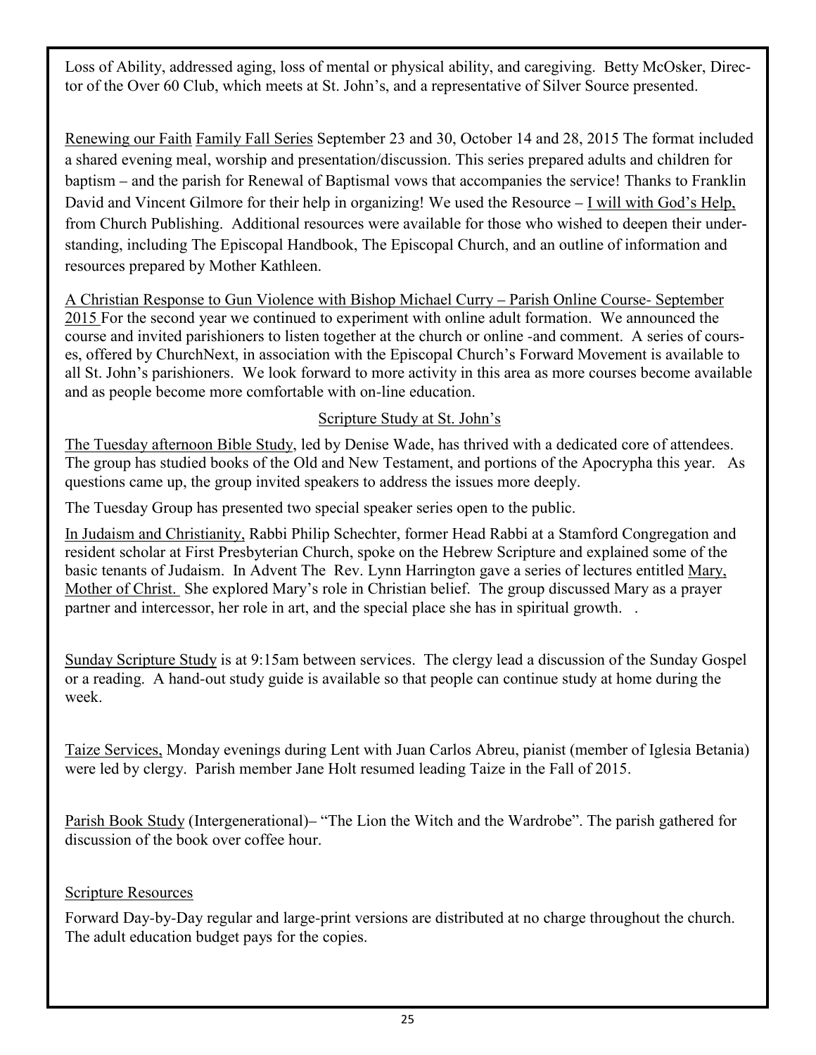Loss of Ability, addressed aging, loss of mental or physical ability, and caregiving. Betty McOsker, Director of the Over 60 Club, which meets at St. John's, and a representative of Silver Source presented.

Renewing our Faith Family Fall Series September 23 and 30, October 14 and 28, 2015 The format included a shared evening meal, worship and presentation/discussion. This series prepared adults and children for baptism – and the parish for Renewal of Baptismal vows that accompanies the service! Thanks to Franklin David and Vincent Gilmore for their help in organizing! We used the Resource – I will with God's Help, from Church Publishing. Additional resources were available for those who wished to deepen their understanding, including The Episcopal Handbook, The Episcopal Church, and an outline of information and resources prepared by Mother Kathleen.

A Christian Response to Gun Violence with Bishop Michael Curry – Parish Online Course- September 2015 For the second year we continued to experiment with online adult formation. We announced the course and invited parishioners to listen together at the church or online -and comment. A series of courses, offered by ChurchNext, in association with the Episcopal Church's Forward Movement is available to all St. John's parishioners. We look forward to more activity in this area as more courses become available and as people become more comfortable with on-line education.

## Scripture Study at St. John's

The Tuesday afternoon Bible Study, led by Denise Wade, has thrived with a dedicated core of attendees. The group has studied books of the Old and New Testament, and portions of the Apocrypha this year. As questions came up, the group invited speakers to address the issues more deeply.

The Tuesday Group has presented two special speaker series open to the public.

In Judaism and Christianity, Rabbi Philip Schechter, former Head Rabbi at a Stamford Congregation and resident scholar at First Presbyterian Church, spoke on the Hebrew Scripture and explained some of the basic tenants of Judaism. In Advent The Rev. Lynn Harrington gave a series of lectures entitled Mary, Mother of Christ. She explored Mary's role in Christian belief. The group discussed Mary as a prayer partner and intercessor, her role in art, and the special place she has in spiritual growth. .

Sunday Scripture Study is at 9:15am between services. The clergy lead a discussion of the Sunday Gospel or a reading. A hand-out study guide is available so that people can continue study at home during the week.

Taize Services, Monday evenings during Lent with Juan Carlos Abreu, pianist (member of Iglesia Betania) were led by clergy. Parish member Jane Holt resumed leading Taize in the Fall of 2015.

Parish Book Study (Intergenerational)– "The Lion the Witch and the Wardrobe". The parish gathered for discussion of the book over coffee hour.

Scripture Resources

Forward Day-by-Day regular and large-print versions are distributed at no charge throughout the church. The adult education budget pays for the copies.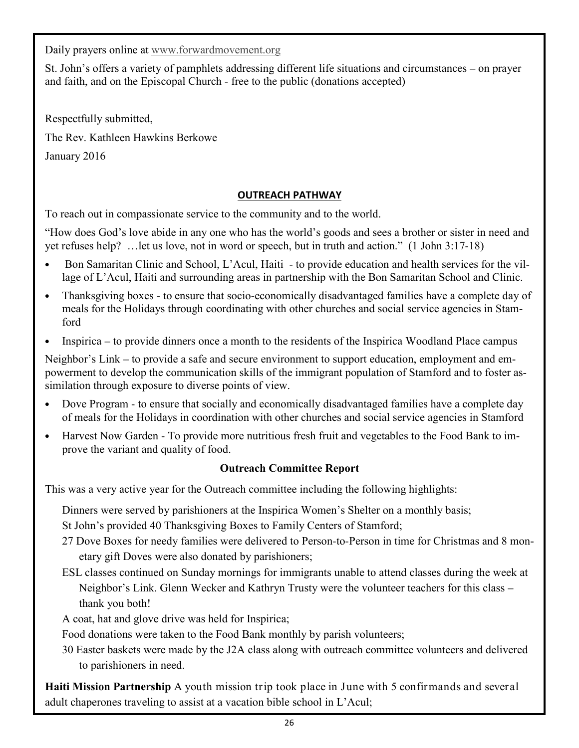Daily prayers online at www.forwardmovement.org

St. John's offers a variety of pamphlets addressing different life situations and circumstances – on prayer and faith, and on the Episcopal Church - free to the public (donations accepted)

Respectfully submitted,

The Rev. Kathleen Hawkins Berkowe

January 2016

## OUTREACH PATHWAY

To reach out in compassionate service to the community and to the world.

"How does God's love abide in any one who has the world's goods and sees a brother or sister in need and yet refuses help? …let us love, not in word or speech, but in truth and action." (1 John 3:17-18)

- Bon Samaritan Clinic and School, L'Acul, Haiti - to provide education and health services for the village of L'Acul, Haiti and surrounding areas in partnership with the Bon Samaritan School and Clinic.
- Thanksgiving boxes - to ensure that socio-economically disadvantaged families have a complete day of meals for the Holidays through coordinating with other churches and social service agencies in Stamford
- Inspirica – to provide dinners once a month to the residents of the Inspirica Woodland Place campus

Neighbor's Link – to provide a safe and secure environment to support education, employment and empowerment to develop the communication skills of the immigrant population of Stamford and to foster assimilation through exposure to diverse points of view.

- Dove Program - to ensure that socially and economically disadvantaged families have a complete day of meals for the Holidays in coordination with other churches and social service agencies in Stamford
- Harvest Now Garden - To provide more nutritious fresh fruit and vegetables to the Food Bank to improve the variant and quality of food.

### Outreach Committee Report

This was a very active year for the Outreach committee including the following highlights:

Dinners were served by parishioners at the Inspirica Women's Shelter on a monthly basis;

St John's provided 40 Thanksgiving Boxes to Family Centers of Stamford;

27 Dove Boxes for needy families were delivered to Person-to-Person in time for Christmas and 8 monetary gift Doves were also donated by parishioners;

ESL classes continued on Sunday mornings for immigrants unable to attend classes during the week at Neighbor's Link. Glenn Wecker and Kathryn Trusty were the volunteer teachers for this class – thank you both!

A coat, hat and glove drive was held for Inspirica;

Food donations were taken to the Food Bank monthly by parish volunteers;

30 Easter baskets were made by the J2A class along with outreach committee volunteers and delivered to parishioners in need.

**Haiti Mission Partnership** A youth mission trip took place in June with 5 confirmands and several adult chaperones traveling to assist at a vacation bible school in L'Acul;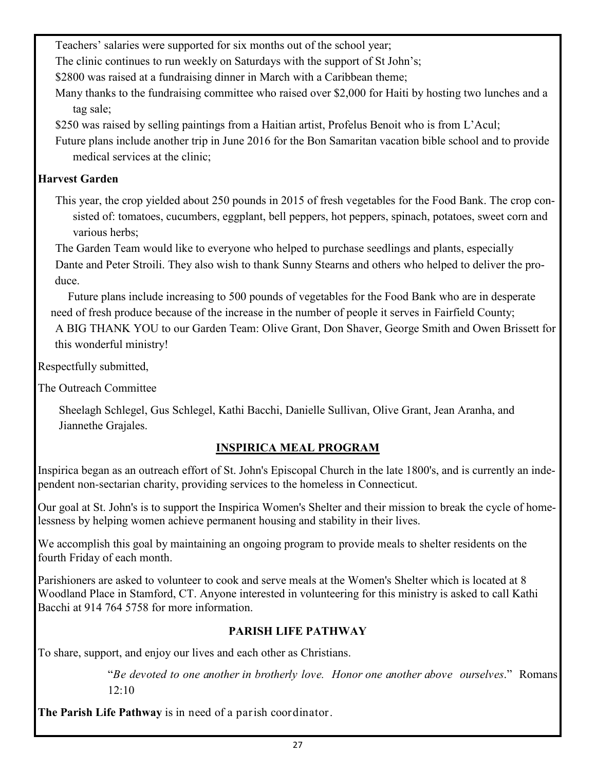Teachers' salaries were supported for six months out of the school year;

The clinic continues to run weekly on Saturdays with the support of St John's;

$2800 was raised at a fundraising dinner in March with a Caribbean theme;

Many thanks to the fundraising committee who raised over $2,000 for Haiti by hosting two lunches and a tag sale;

$250 was raised by selling paintings from a Haitian artist, Profelus Benoit who is from L'Acul;

Future plans include another trip in June 2016 for the Bon Samaritan vacation bible school and to provide medical services at the clinic;

**Harvest Garden**

This year, the crop yielded about 250 pounds in 2015 of fresh vegetables for the Food Bank. The crop consisted of: tomatoes, cucumbers, eggplant, bell peppers, hot peppers, spinach, potatoes, sweet corn and various herbs;

The Garden Team would like to everyone who helped to purchase seedlings and plants, especially Dante and Peter Stroili. They also wish to thank Sunny Stearns and others who helped to deliver the produce.

Future plans include increasing to 500 pounds of vegetables for the Food Bank who are in desperate need of fresh produce because of the increase in the number of people it serves in Fairfield County;

A BIG THANK YOU to our Garden Team: Olive Grant, Don Shaver, George Smith and Owen Brissett for this wonderful ministry!

Respectfully submitted,

The Outreach Committee

Sheelagh Schlegel, Gus Schlegel, Kathi Bacchi, Danielle Sullivan, Olive Grant, Jean Aranha, and Jiannethe Grajales.

## INSPIRICA MEAL PROGRAM

Inspirica began as an outreach effort of St. John's Episcopal Church in the late 1800's, and is currently an independent non-sectarian charity, providing services to the homeless in Connecticut.

Our goal at St. John's is to support the Inspirica Women's Shelter and their mission to break the cycle of homelessness by helping women achieve permanent housing and stability in their lives.

We accomplish this goal by maintaining an ongoing program to provide meals to shelter residents on the fourth Friday of each month.

Parishioners are asked to volunteer to cook and serve meals at the Women's Shelter which is located at 8 Woodland Place in Stamford, CT. Anyone interested in volunteering for this ministry is asked to call Kathi Bacchi at 914 764 5758 for more information.

## PARISH LIFE PATHWAY

To share, support, and enjoy our lives and each other as Christians.

"*Be devoted to one another in brotherly love. Honor one another above ourselves*." Romans 12:10

**The Parish Life Pathway** is in need of a parish coordinator.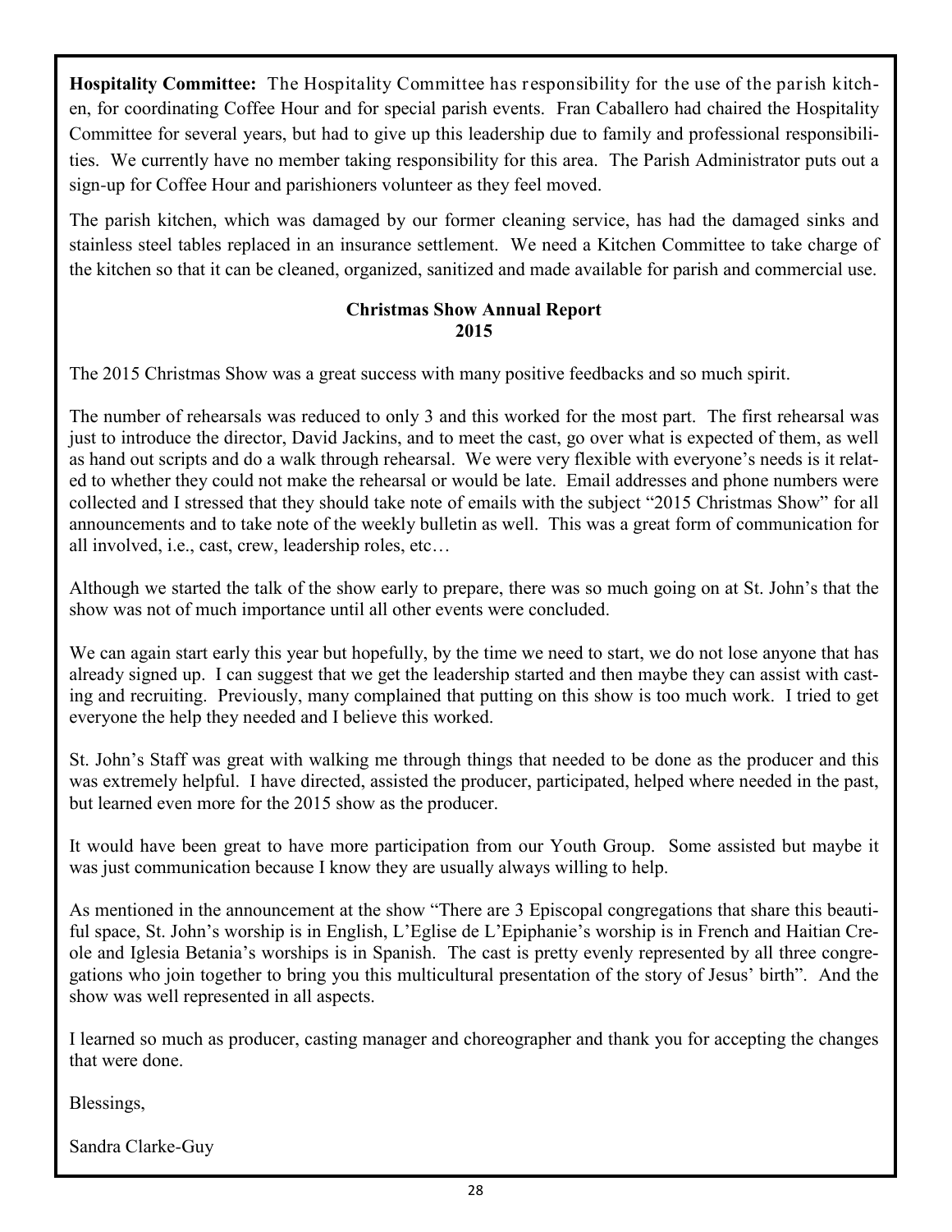**Hospitality Committee:** The Hospitality Committee has responsibility for the use of the parish kitchen, for coordinating Coffee Hour and for special parish events. Fran Caballero had chaired the Hospitality Committee for several years, but had to give up this leadership due to family and professional responsibilities. We currently have no member taking responsibility for this area. The Parish Administrator puts out a sign-up for Coffee Hour and parishioners volunteer as they feel moved.

The parish kitchen, which was damaged by our former cleaning service, has had the damaged sinks and stainless steel tables replaced in an insurance settlement. We need a Kitchen Committee to take charge of the kitchen so that it can be cleaned, organized, sanitized and made available for parish and commercial use.

### Christmas Show Annual Report
### 2015

The 2015 Christmas Show was a great success with many positive feedbacks and so much spirit.

The number of rehearsals was reduced to only 3 and this worked for the most part. The first rehearsal was just to introduce the director, David Jackins, and to meet the cast, go over what is expected of them, as well as hand out scripts and do a walk through rehearsal. We were very flexible with everyone's needs is it related to whether they could not make the rehearsal or would be late. Email addresses and phone numbers were collected and I stressed that they should take note of emails with the subject "2015 Christmas Show" for all announcements and to take note of the weekly bulletin as well. This was a great form of communication for all involved, i.e., cast, crew, leadership roles, etc…

Although we started the talk of the show early to prepare, there was so much going on at St. John's that the show was not of much importance until all other events were concluded.

We can again start early this year but hopefully, by the time we need to start, we do not lose anyone that has already signed up. I can suggest that we get the leadership started and then maybe they can assist with casting and recruiting. Previously, many complained that putting on this show is too much work. I tried to get everyone the help they needed and I believe this worked.

St. John's Staff was great with walking me through things that needed to be done as the producer and this was extremely helpful. I have directed, assisted the producer, participated, helped where needed in the past, but learned even more for the 2015 show as the producer.

It would have been great to have more participation from our Youth Group. Some assisted but maybe it was just communication because I know they are usually always willing to help.

As mentioned in the announcement at the show "There are 3 Episcopal congregations that share this beautiful space, St. John's worship is in English, L'Eglise de L'Epiphanie's worship is in French and Haitian Creole and Iglesia Betania's worships is in Spanish. The cast is pretty evenly represented by all three congregations who join together to bring you this multicultural presentation of the story of Jesus' birth". And the show was well represented in all aspects.

I learned so much as producer, casting manager and choreographer and thank you for accepting the changes that were done.

Blessings,

Sandra Clarke-Guy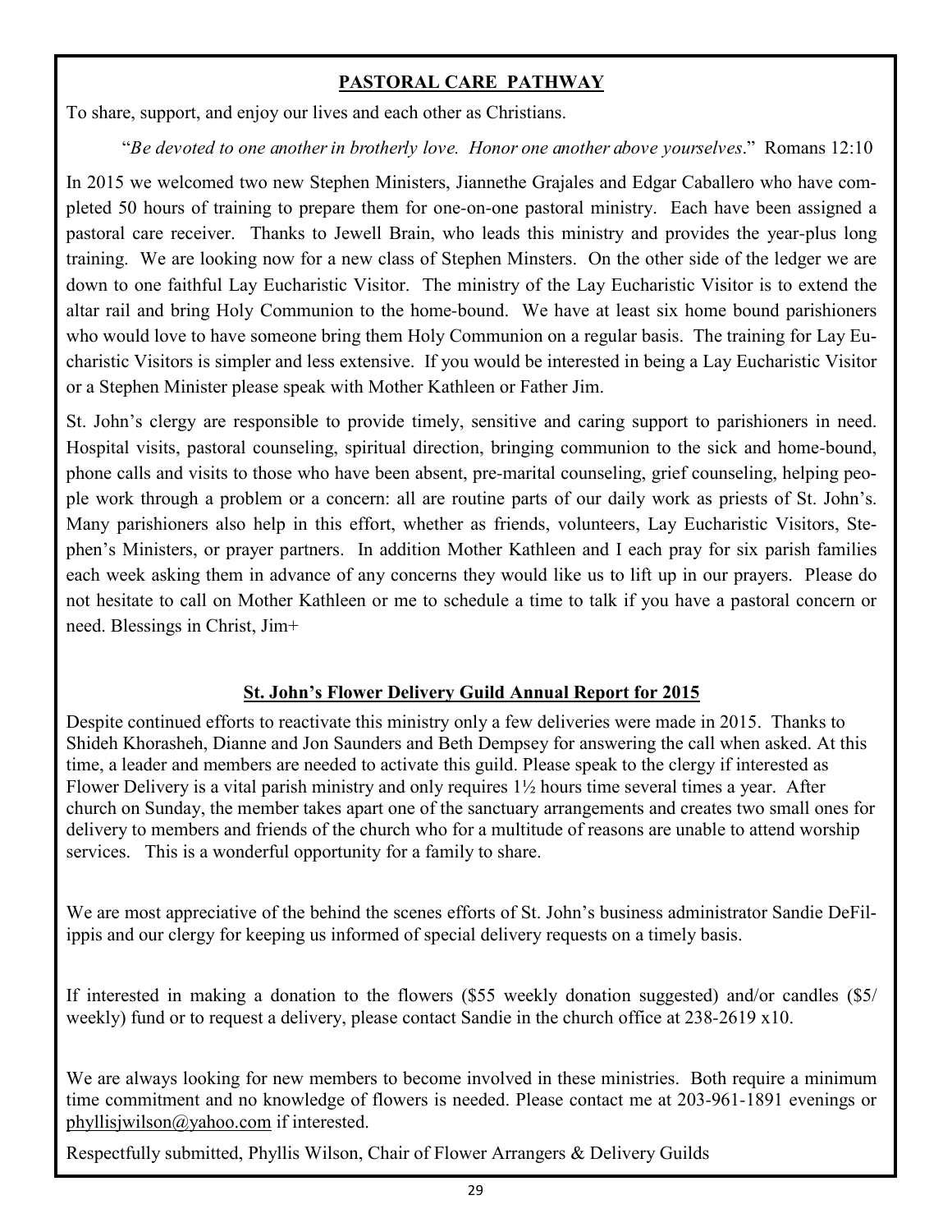## PASTORAL CARE PATHWAY

To share, support, and enjoy our lives and each other as Christians.

"*Be devoted to one another in brotherly love. Honor one another above yourselves*." Romans 12:10

In 2015 we welcomed two new Stephen Ministers, Jiannethe Grajales and Edgar Caballero who have completed 50 hours of training to prepare them for one-on-one pastoral ministry. Each have been assigned a pastoral care receiver. Thanks to Jewell Brain, who leads this ministry and provides the year-plus long training. We are looking now for a new class of Stephen Minsters. On the other side of the ledger we are down to one faithful Lay Eucharistic Visitor. The ministry of the Lay Eucharistic Visitor is to extend the altar rail and bring Holy Communion to the home-bound. We have at least six home bound parishioners who would love to have someone bring them Holy Communion on a regular basis. The training for Lay Eucharistic Visitors is simpler and less extensive. If you would be interested in being a Lay Eucharistic Visitor or a Stephen Minister please speak with Mother Kathleen or Father Jim.

St. John's clergy are responsible to provide timely, sensitive and caring support to parishioners in need. Hospital visits, pastoral counseling, spiritual direction, bringing communion to the sick and home-bound, phone calls and visits to those who have been absent, pre-marital counseling, grief counseling, helping people work through a problem or a concern: all are routine parts of our daily work as priests of St. John's. Many parishioners also help in this effort, whether as friends, volunteers, Lay Eucharistic Visitors, Stephen's Ministers, or prayer partners. In addition Mother Kathleen and I each pray for six parish families each week asking them in advance of any concerns they would like us to lift up in our prayers. Please do not hesitate to call on Mother Kathleen or me to schedule a time to talk if you have a pastoral concern or need. Blessings in Christ, Jim+

## St. John's Flower Delivery Guild Annual Report for 2015

Despite continued efforts to reactivate this ministry only a few deliveries were made in 2015. Thanks to Shideh Khorasheh, Dianne and Jon Saunders and Beth Dempsey for answering the call when asked. At this time, a leader and members are needed to activate this guild. Please speak to the clergy if interested as Flower Delivery is a vital parish ministry and only requires 1½ hours time several times a year. After church on Sunday, the member takes apart one of the sanctuary arrangements and creates two small ones for delivery to members and friends of the church who for a multitude of reasons are unable to attend worship services. This is a wonderful opportunity for a family to share.

We are most appreciative of the behind the scenes efforts of St. John's business administrator Sandie DeFilippis and our clergy for keeping us informed of special delivery requests on a timely basis.

If interested in making a donation to the flowers ($55 weekly donation suggested) and/or candles ($5/ weekly) fund or to request a delivery, please contact Sandie in the church office at 238-2619 x10.

We are always looking for new members to become involved in these ministries. Both require a minimum time commitment and no knowledge of flowers is needed. Please contact me at 203-961-1891 evenings or phyllisjwilson@yahoo.com if interested.

Respectfully submitted, Phyllis Wilson, Chair of Flower Arrangers & Delivery Guilds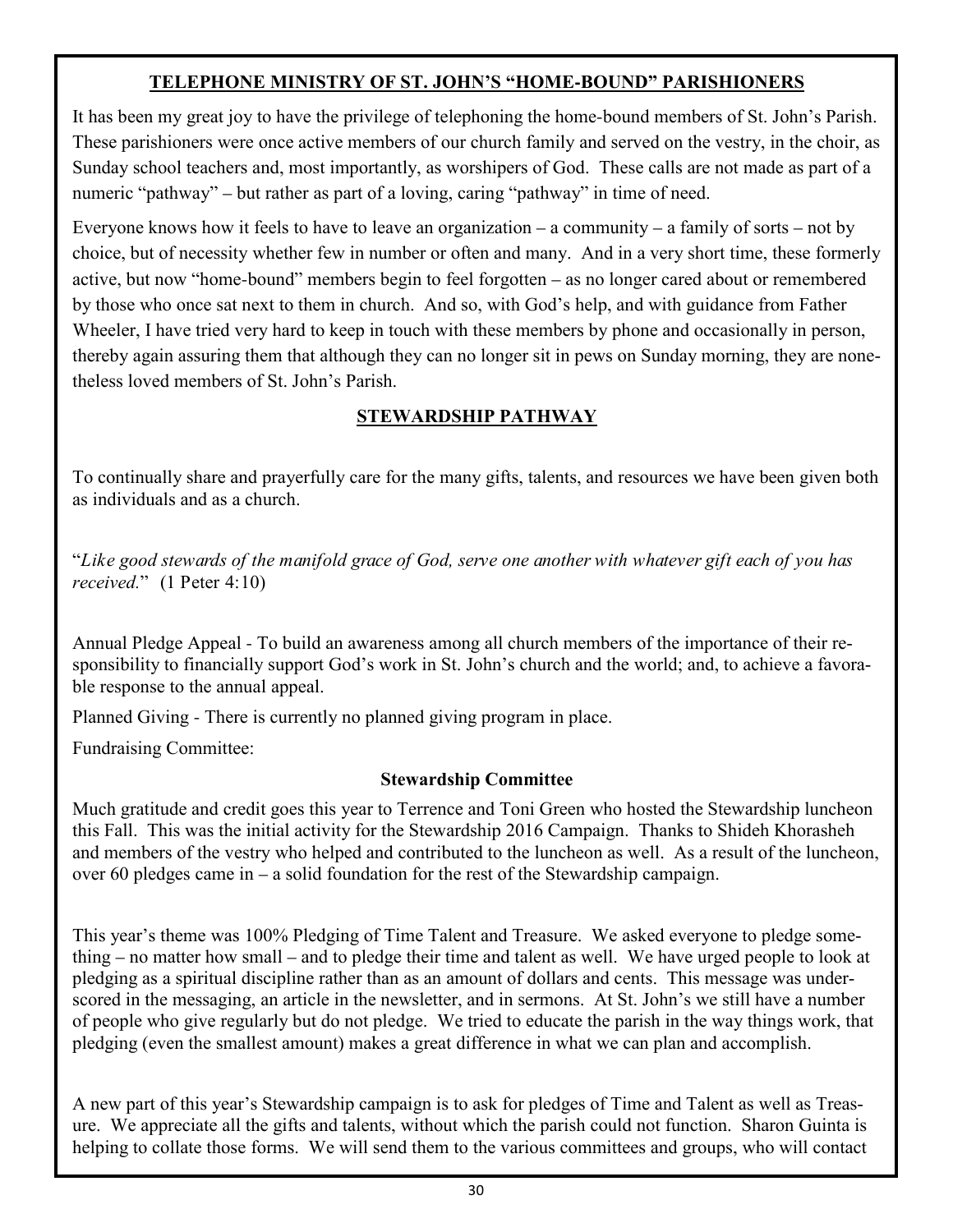## TELEPHONE MINISTRY OF ST. JOHN'S "HOME-BOUND" PARISHIONERS

It has been my great joy to have the privilege of telephoning the home-bound members of St. John's Parish. These parishioners were once active members of our church family and served on the vestry, in the choir, as Sunday school teachers and, most importantly, as worshipers of God. These calls are not made as part of a numeric "pathway" – but rather as part of a loving, caring "pathway" in time of need.

Everyone knows how it feels to have to leave an organization – a community – a family of sorts – not by choice, but of necessity whether few in number or often and many. And in a very short time, these formerly active, but now "home-bound" members begin to feel forgotten – as no longer cared about or remembered by those who once sat next to them in church. And so, with God's help, and with guidance from Father Wheeler, I have tried very hard to keep in touch with these members by phone and occasionally in person, thereby again assuring them that although they can no longer sit in pews on Sunday morning, they are nonetheless loved members of St. John's Parish.

## STEWARDSHIP PATHWAY

To continually share and prayerfully care for the many gifts, talents, and resources we have been given both as individuals and as a church.

"*Like good stewards of the manifold grace of God, serve one another with whatever gift each of you has received.*" (1 Peter 4:10)

Annual Pledge Appeal - To build an awareness among all church members of the importance of their responsibility to financially support God's work in St. John's church and the world; and, to achieve a favorable response to the annual appeal.

Planned Giving - There is currently no planned giving program in place.

Fundraising Committee:

### Stewardship Committee

Much gratitude and credit goes this year to Terrence and Toni Green who hosted the Stewardship luncheon this Fall. This was the initial activity for the Stewardship 2016 Campaign. Thanks to Shideh Khorasheh and members of the vestry who helped and contributed to the luncheon as well. As a result of the luncheon, over 60 pledges came in – a solid foundation for the rest of the Stewardship campaign.

This year's theme was 100% Pledging of Time Talent and Treasure. We asked everyone to pledge something – no matter how small – and to pledge their time and talent as well. We have urged people to look at pledging as a spiritual discipline rather than as an amount of dollars and cents. This message was underscored in the messaging, an article in the newsletter, and in sermons. At St. John's we still have a number of people who give regularly but do not pledge. We tried to educate the parish in the way things work, that pledging (even the smallest amount) makes a great difference in what we can plan and accomplish.

A new part of this year's Stewardship campaign is to ask for pledges of Time and Talent as well as Treasure. We appreciate all the gifts and talents, without which the parish could not function. Sharon Guinta is helping to collate those forms. We will send them to the various committees and groups, who will contact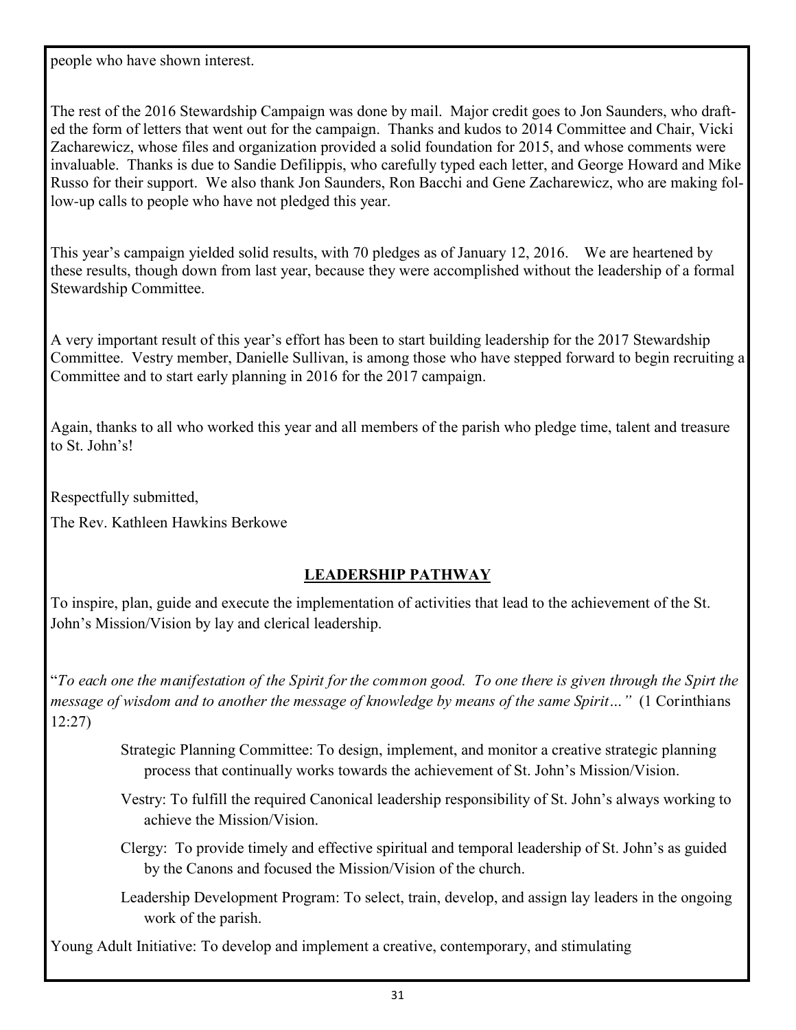people who have shown interest.

The rest of the 2016 Stewardship Campaign was done by mail. Major credit goes to Jon Saunders, who drafted the form of letters that went out for the campaign. Thanks and kudos to 2014 Committee and Chair, Vicki Zacharewicz, whose files and organization provided a solid foundation for 2015, and whose comments were invaluable. Thanks is due to Sandie Defilippis, who carefully typed each letter, and George Howard and Mike Russo for their support. We also thank Jon Saunders, Ron Bacchi and Gene Zacharewicz, who are making follow-up calls to people who have not pledged this year.

This year's campaign yielded solid results, with 70 pledges as of January 12, 2016. We are heartened by these results, though down from last year, because they were accomplished without the leadership of a formal Stewardship Committee.

A very important result of this year's effort has been to start building leadership for the 2017 Stewardship Committee. Vestry member, Danielle Sullivan, is among those who have stepped forward to begin recruiting a Committee and to start early planning in 2016 for the 2017 campaign.

Again, thanks to all who worked this year and all members of the parish who pledge time, talent and treasure to St. John's!

Respectfully submitted,

The Rev. Kathleen Hawkins Berkowe

## LEADERSHIP PATHWAY

To inspire, plan, guide and execute the implementation of activities that lead to the achievement of the St. John's Mission/Vision by lay and clerical leadership.

"*To each one the manifestation of the Spirit for the common good. To one there is given through the Spirt the message of wisdom and to another the message of knowledge by means of the same Spirit…"* (1 Corinthians 12:27)

- Strategic Planning Committee: To design, implement, and monitor a creative strategic planning process that continually works towards the achievement of St. John's Mission/Vision.
- Vestry: To fulfill the required Canonical leadership responsibility of St. John's always working to achieve the Mission/Vision.
- Clergy: To provide timely and effective spiritual and temporal leadership of St. John's as guided by the Canons and focused the Mission/Vision of the church.
- Leadership Development Program: To select, train, develop, and assign lay leaders in the ongoing work of the parish.

Young Adult Initiative: To develop and implement a creative, contemporary, and stimulating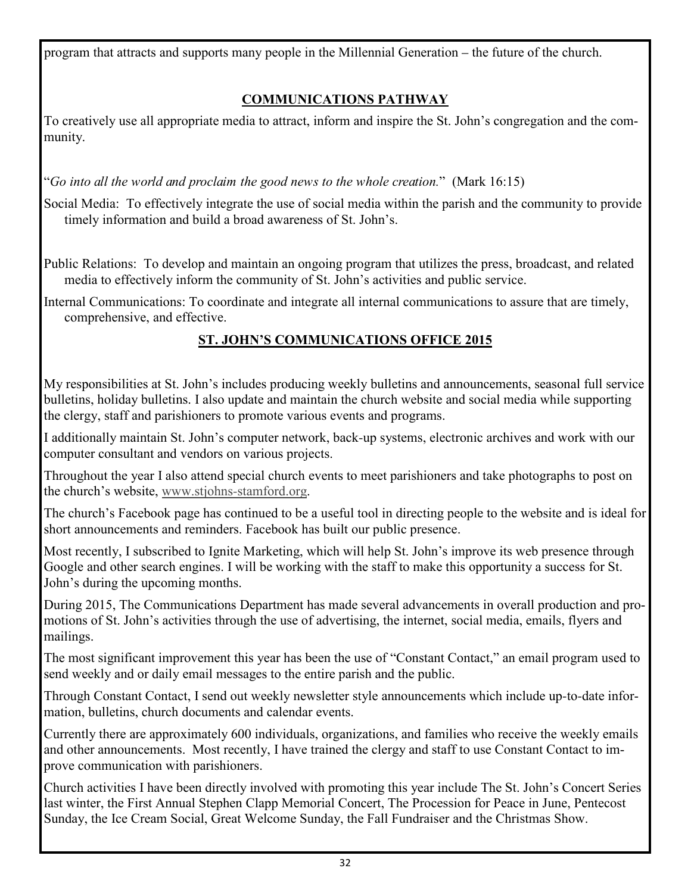program that attracts and supports many people in the Millennial Generation – the future of the church.

## COMMUNICATIONS PATHWAY

To creatively use all appropriate media to attract, inform and inspire the St. John's congregation and the community.

"*Go into all the world and proclaim the good news to the whole creation.*" (Mark 16:15)

Social Media: To effectively integrate the use of social media within the parish and the community to provide timely information and build a broad awareness of St. John's.

Public Relations: To develop and maintain an ongoing program that utilizes the press, broadcast, and related media to effectively inform the community of St. John's activities and public service.

Internal Communications: To coordinate and integrate all internal communications to assure that are timely, comprehensive, and effective.

## ST. JOHN'S COMMUNICATIONS OFFICE 2015

My responsibilities at St. John's includes producing weekly bulletins and announcements, seasonal full service bulletins, holiday bulletins. I also update and maintain the church website and social media while supporting the clergy, staff and parishioners to promote various events and programs.

I additionally maintain St. John's computer network, back-up systems, electronic archives and work with our computer consultant and vendors on various projects.

Throughout the year I also attend special church events to meet parishioners and take photographs to post on the church's website, www.stjohns-stamford.org.

The church's Facebook page has continued to be a useful tool in directing people to the website and is ideal for short announcements and reminders. Facebook has built our public presence.

Most recently, I subscribed to Ignite Marketing, which will help St. John's improve its web presence through Google and other search engines. I will be working with the staff to make this opportunity a success for St. John's during the upcoming months.

During 2015, The Communications Department has made several advancements in overall production and promotions of St. John's activities through the use of advertising, the internet, social media, emails, flyers and mailings.

The most significant improvement this year has been the use of "Constant Contact," an email program used to send weekly and or daily email messages to the entire parish and the public.

Through Constant Contact, I send out weekly newsletter style announcements which include up-to-date information, bulletins, church documents and calendar events.

Currently there are approximately 600 individuals, organizations, and families who receive the weekly emails and other announcements. Most recently, I have trained the clergy and staff to use Constant Contact to improve communication with parishioners.

Church activities I have been directly involved with promoting this year include The St. John's Concert Series last winter, the First Annual Stephen Clapp Memorial Concert, The Procession for Peace in June, Pentecost Sunday, the Ice Cream Social, Great Welcome Sunday, the Fall Fundraiser and the Christmas Show.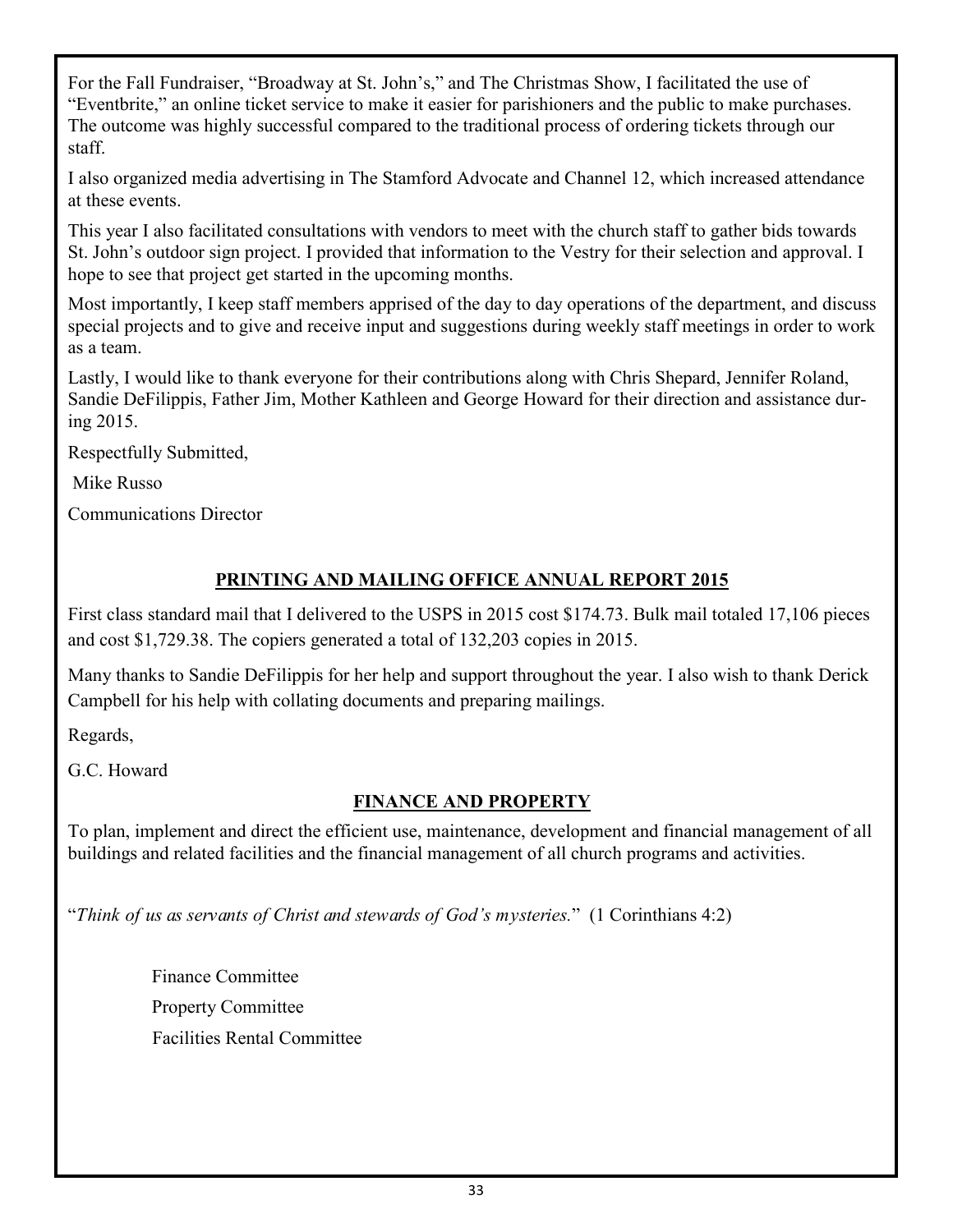For the Fall Fundraiser, "Broadway at St. John's," and The Christmas Show, I facilitated the use of "Eventbrite," an online ticket service to make it easier for parishioners and the public to make purchases. The outcome was highly successful compared to the traditional process of ordering tickets through our staff.

I also organized media advertising in The Stamford Advocate and Channel 12, which increased attendance at these events.

This year I also facilitated consultations with vendors to meet with the church staff to gather bids towards St. John's outdoor sign project. I provided that information to the Vestry for their selection and approval. I hope to see that project get started in the upcoming months.

Most importantly, I keep staff members apprised of the day to day operations of the department, and discuss special projects and to give and receive input and suggestions during weekly staff meetings in order to work as a team.

Lastly, I would like to thank everyone for their contributions along with Chris Shepard, Jennifer Roland, Sandie DeFilippis, Father Jim, Mother Kathleen and George Howard for their direction and assistance during 2015.

Respectfully Submitted,

Mike Russo

Communications Director

## **PRINTING AND MAILING OFFICE ANNUAL REPORT 2015**

First class standard mail that I delivered to the USPS in 2015 cost $174.73. Bulk mail totaled 17,106 pieces and cost $1,729.38. The copiers generated a total of 132,203 copies in 2015.

Many thanks to Sandie DeFilippis for her help and support throughout the year. I also wish to thank Derick Campbell for his help with collating documents and preparing mailings.

Regards,

G.C. Howard

## **FINANCE AND PROPERTY**

To plan, implement and direct the efficient use, maintenance, development and financial management of all buildings and related facilities and the financial management of all church programs and activities.

"*Think of us as servants of Christ and stewards of God's mysteries.*" (1 Corinthians 4:2)

Finance Committee

Property Committee

Facilities Rental Committee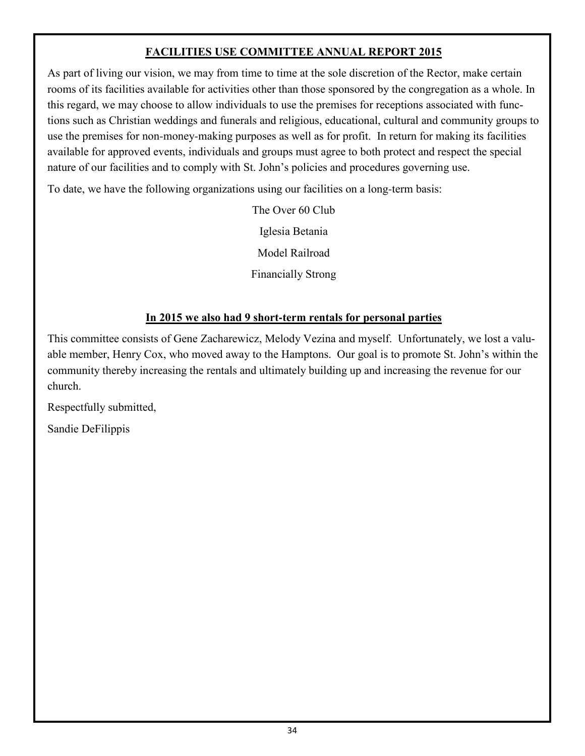## FACILITIES USE COMMITTEE ANNUAL REPORT 2015

As part of living our vision, we may from time to time at the sole discretion of the Rector, make certain rooms of its facilities available for activities other than those sponsored by the congregation as a whole. In this regard, we may choose to allow individuals to use the premises for receptions associated with functions such as Christian weddings and funerals and religious, educational, cultural and community groups to use the premises for non-money-making purposes as well as for profit. In return for making its facilities available for approved events, individuals and groups must agree to both protect and respect the special nature of our facilities and to comply with St. John's policies and procedures governing use.

To date, we have the following organizations using our facilities on a long-term basis:

The Over 60 Club

Iglesia Betania

Model Railroad

Financially Strong

**In 2015 we also had 9 short-term rentals for personal parties**

This committee consists of Gene Zacharewicz, Melody Vezina and myself. Unfortunately, we lost a valuable member, Henry Cox, who moved away to the Hamptons. Our goal is to promote St. John's within the community thereby increasing the rentals and ultimately building up and increasing the revenue for our church.

Respectfully submitted,

Sandie DeFilippis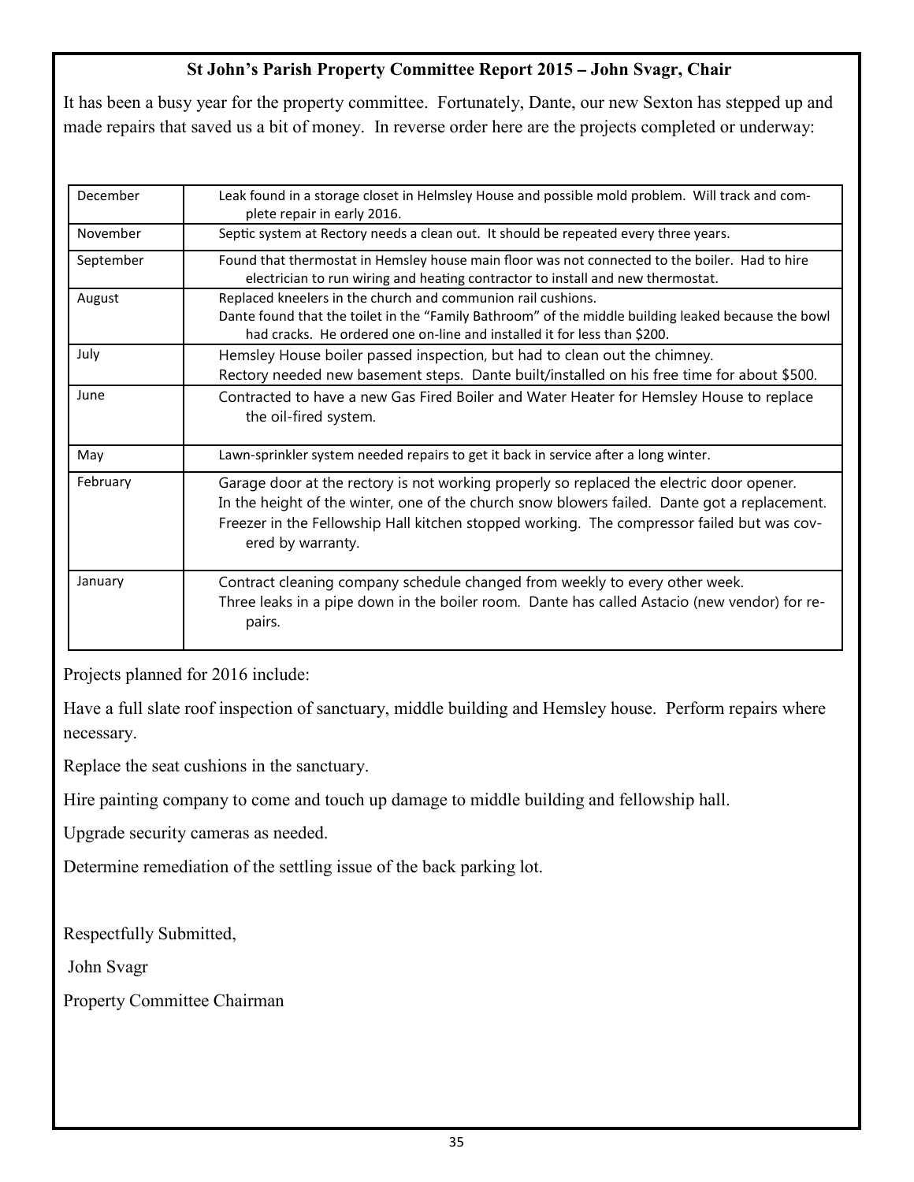**St John's Parish Property Committee Report 2015 – John Svagr, Chair**

It has been a busy year for the property committee. Fortunately, Dante, our new Sexton has stepped up and made repairs that saved us a bit of money. In reverse order here are the projects completed or underway:

| Month | Projects |
|---|---|
| December | Leak found in a storage closet in Helmsley House and possible mold problem. Will track and complete repair in early 2016. |
| November | Septic system at Rectory needs a clean out. It should be repeated every three years. |
| September | Found that thermostat in Hemsley house main floor was not connected to the boiler. Had to hire electrician to run wiring and heating contractor to install and new thermostat. |
| August | Replaced kneelers in the church and communion rail cushions.<br>Dante found that the toilet in the "Family Bathroom" of the middle building leaked because the bowl had cracks. He ordered one on-line and installed it for less than $200. |
| July | Hemsley House boiler passed inspection, but had to clean out the chimney.<br>Rectory needed new basement steps. Dante built/installed on his free time for about $500. |
| June | Contracted to have a new Gas Fired Boiler and Water Heater for Hemsley House to replace the oil-fired system. |
| May | Lawn-sprinkler system needed repairs to get it back in service after a long winter. |
| February | Garage door at the rectory is not working properly so replaced the electric door opener.<br>In the height of the winter, one of the church snow blowers failed. Dante got a replacement.<br>Freezer in the Fellowship Hall kitchen stopped working. The compressor failed but was covered by warranty. |
| January | Contract cleaning company schedule changed from weekly to every other week.<br>Three leaks in a pipe down in the boiler room. Dante has called Astacio (new vendor) for repairs. |

Projects planned for 2016 include:

Have a full slate roof inspection of sanctuary, middle building and Hemsley house. Perform repairs where necessary.

Replace the seat cushions in the sanctuary.

Hire painting company to come and touch up damage to middle building and fellowship hall.

Upgrade security cameras as needed.

Determine remediation of the settling issue of the back parking lot.

Respectfully Submitted,

John Svagr

Property Committee Chairman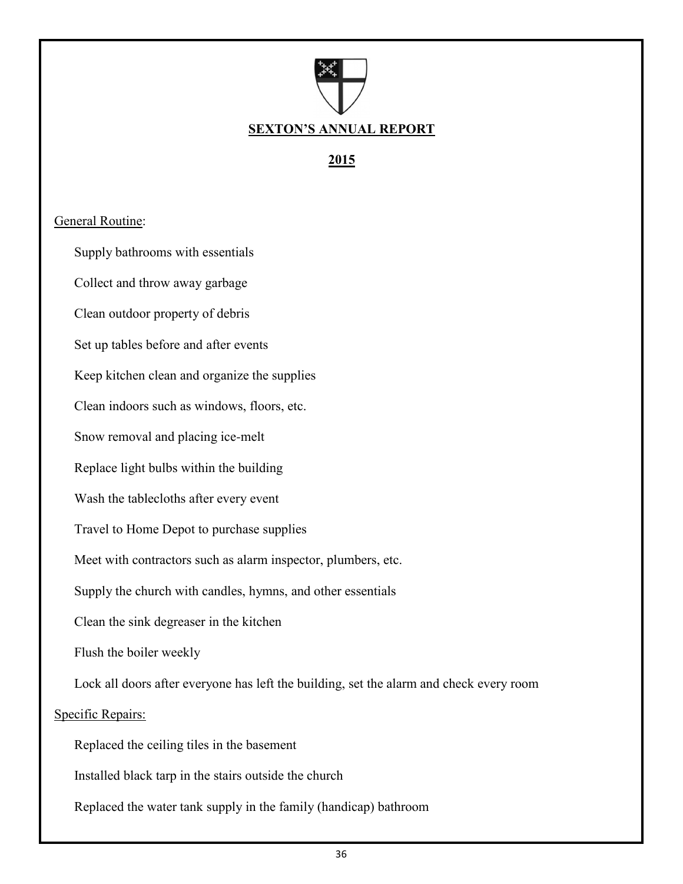# SEXTON'S ANNUAL REPORT

## 2015

General Routine:

- Supply bathrooms with essentials
- Collect and throw away garbage
- Clean outdoor property of debris
- Set up tables before and after events
- Keep kitchen clean and organize the supplies
- Clean indoors such as windows, floors, etc.
- Snow removal and placing ice-melt
- Replace light bulbs within the building
- Wash the tablecloths after every event
- Travel to Home Depot to purchase supplies
- Meet with contractors such as alarm inspector, plumbers, etc.
- Supply the church with candles, hymns, and other essentials
- Clean the sink degreaser in the kitchen
- Flush the boiler weekly
- Lock all doors after everyone has left the building, set the alarm and check every room

Specific Repairs:

- Replaced the ceiling tiles in the basement
- Installed black tarp in the stairs outside the church
- Replaced the water tank supply in the family (handicap) bathroom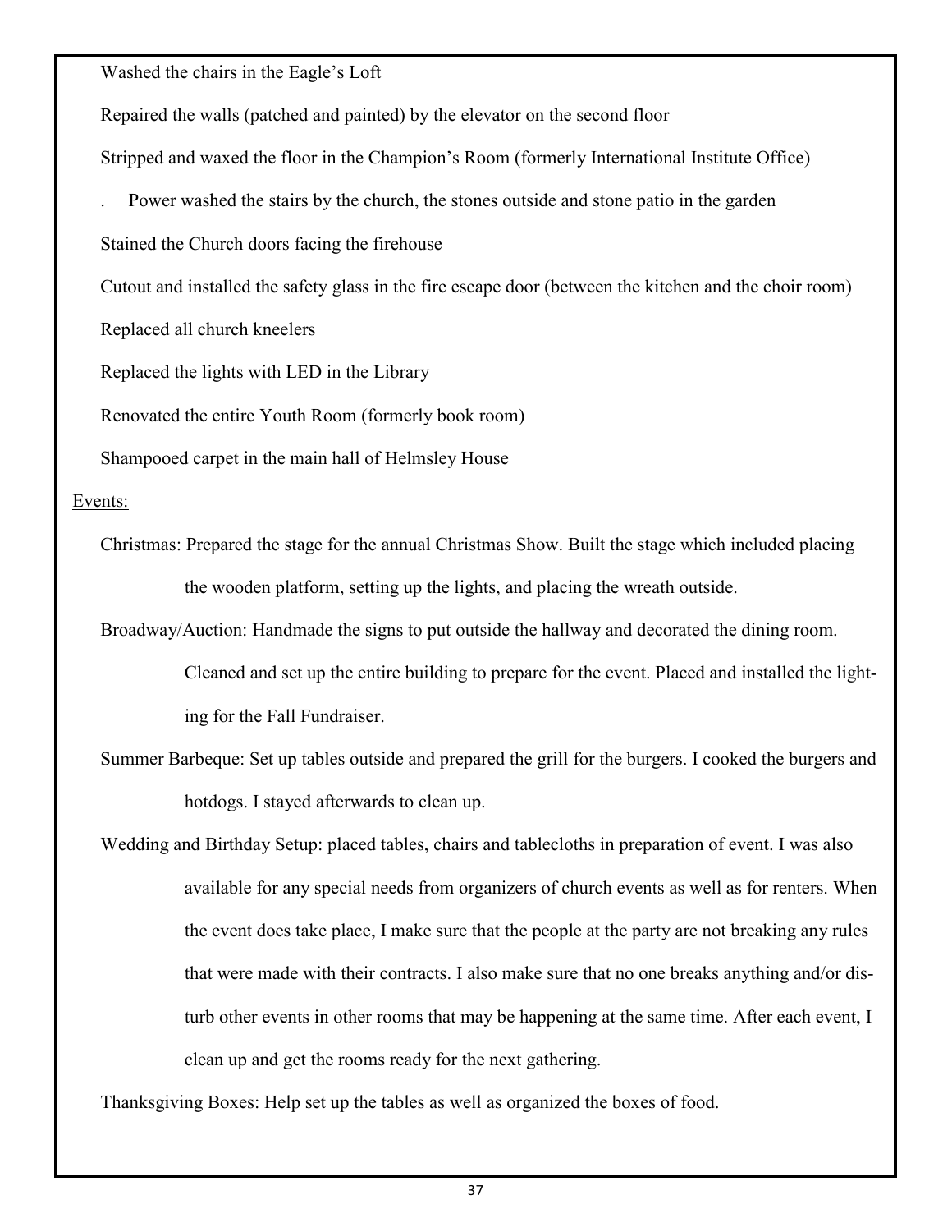Washed the chairs in the Eagle's Loft

Repaired the walls (patched and painted) by the elevator on the second floor

Stripped and waxed the floor in the Champion's Room (formerly International Institute Office)

. Power washed the stairs by the church, the stones outside and stone patio in the garden

Stained the Church doors facing the firehouse

Cutout and installed the safety glass in the fire escape door (between the kitchen and the choir room)

Replaced all church kneelers

Replaced the lights with LED in the Library

Renovated the entire Youth Room (formerly book room)

Shampooed carpet in the main hall of Helmsley House

Events:

Christmas: Prepared the stage for the annual Christmas Show. Built the stage which included placing the wooden platform, setting up the lights, and placing the wreath outside.

Broadway/Auction: Handmade the signs to put outside the hallway and decorated the dining room. Cleaned and set up the entire building to prepare for the event. Placed and installed the lighting for the Fall Fundraiser.

Summer Barbeque: Set up tables outside and prepared the grill for the burgers. I cooked the burgers and hotdogs. I stayed afterwards to clean up.

Wedding and Birthday Setup: placed tables, chairs and tablecloths in preparation of event. I was also available for any special needs from organizers of church events as well as for renters. When the event does take place, I make sure that the people at the party are not breaking any rules that were made with their contracts. I also make sure that no one breaks anything and/or disturb other events in other rooms that may be happening at the same time. After each event, I clean up and get the rooms ready for the next gathering.

Thanksgiving Boxes: Help set up the tables as well as organized the boxes of food.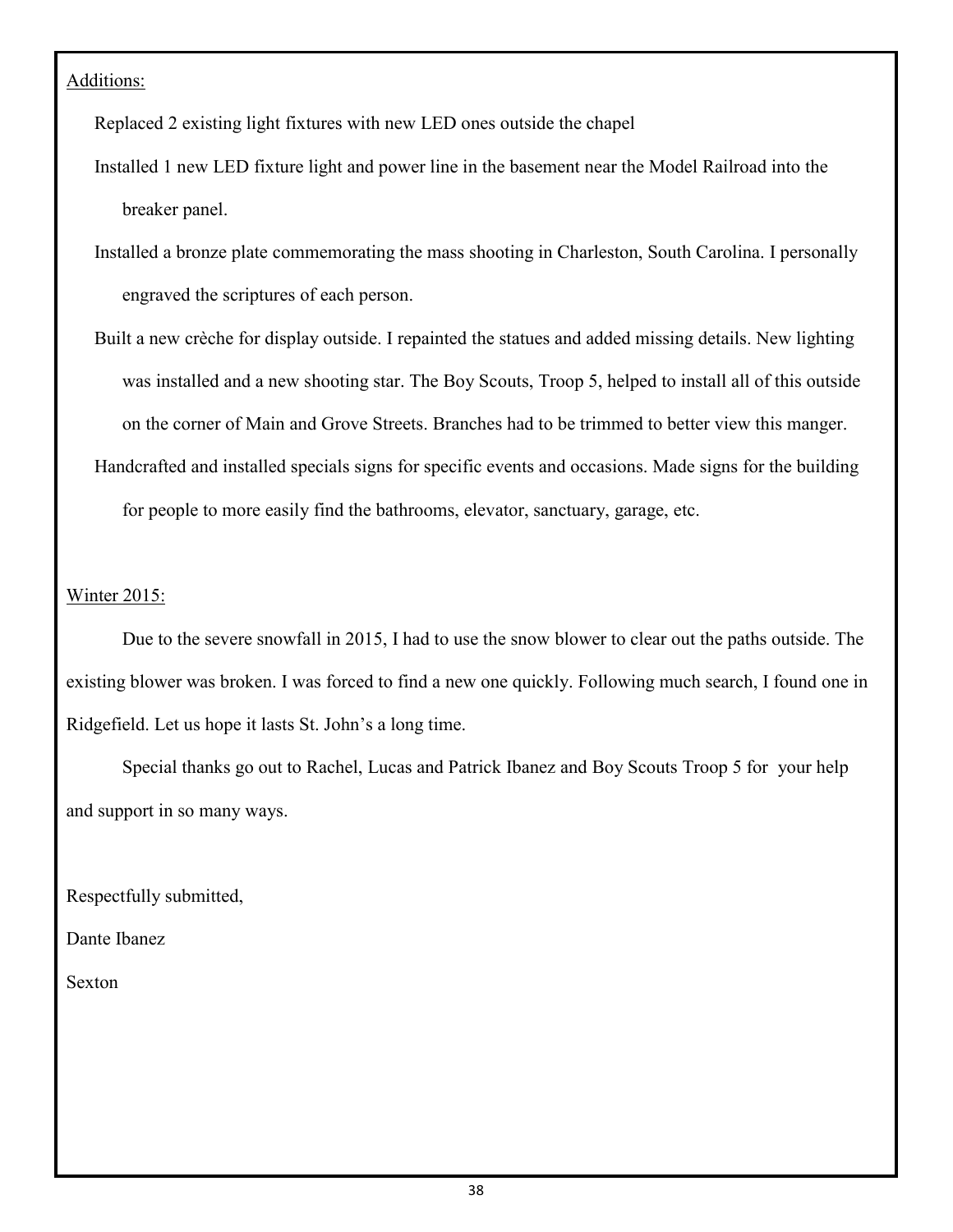Additions:

Replaced 2 existing light fixtures with new LED ones outside the chapel

Installed 1 new LED fixture light and power line in the basement near the Model Railroad into the breaker panel.

Installed a bronze plate commemorating the mass shooting in Charleston, South Carolina. I personally engraved the scriptures of each person.

Built a new crèche for display outside. I repainted the statues and added missing details. New lighting was installed and a new shooting star. The Boy Scouts, Troop 5, helped to install all of this outside on the corner of Main and Grove Streets. Branches had to be trimmed to better view this manger.

Handcrafted and installed specials signs for specific events and occasions. Made signs for the building for people to more easily find the bathrooms, elevator, sanctuary, garage, etc.

Winter 2015:

Due to the severe snowfall in 2015, I had to use the snow blower to clear out the paths outside. The existing blower was broken. I was forced to find a new one quickly. Following much search, I found one in Ridgefield. Let us hope it lasts St. John's a long time.

Special thanks go out to Rachel, Lucas and Patrick Ibanez and Boy Scouts Troop 5 for your help and support in so many ways.

Respectfully submitted,

Dante Ibanez

Sexton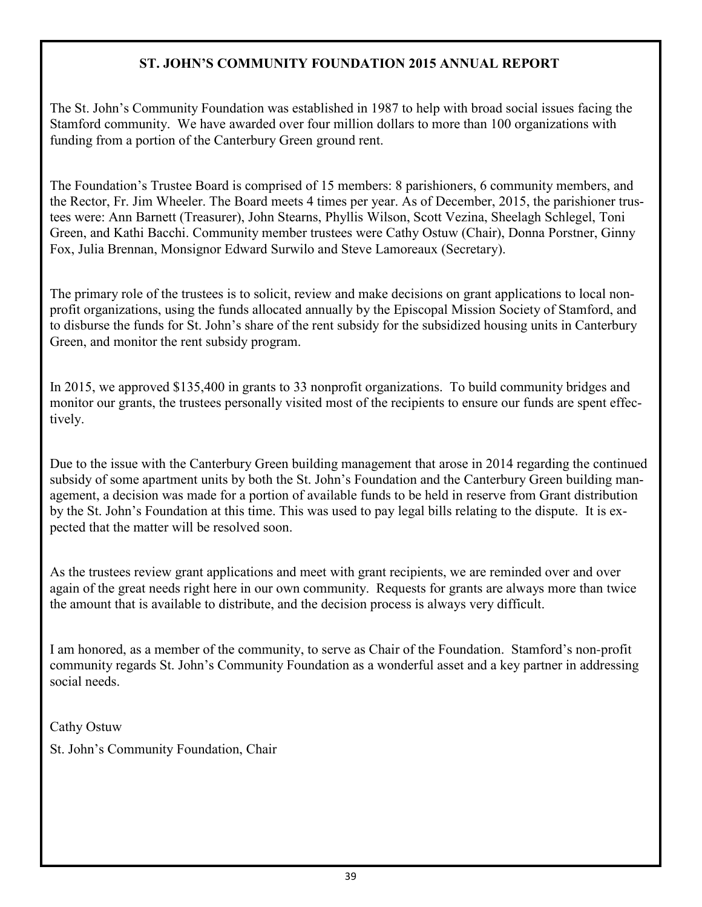## ST. JOHN'S COMMUNITY FOUNDATION 2015 ANNUAL REPORT

The St. John's Community Foundation was established in 1987 to help with broad social issues facing the Stamford community. We have awarded over four million dollars to more than 100 organizations with funding from a portion of the Canterbury Green ground rent.

The Foundation's Trustee Board is comprised of 15 members: 8 parishioners, 6 community members, and the Rector, Fr. Jim Wheeler. The Board meets 4 times per year. As of December, 2015, the parishioner trustees were: Ann Barnett (Treasurer), John Stearns, Phyllis Wilson, Scott Vezina, Sheelagh Schlegel, Toni Green, and Kathi Bacchi. Community member trustees were Cathy Ostuw (Chair), Donna Porstner, Ginny Fox, Julia Brennan, Monsignor Edward Surwilo and Steve Lamoreaux (Secretary).

The primary role of the trustees is to solicit, review and make decisions on grant applications to local nonprofit organizations, using the funds allocated annually by the Episcopal Mission Society of Stamford, and to disburse the funds for St. John's share of the rent subsidy for the subsidized housing units in Canterbury Green, and monitor the rent subsidy program.

In 2015, we approved $135,400 in grants to 33 nonprofit organizations. To build community bridges and monitor our grants, the trustees personally visited most of the recipients to ensure our funds are spent effectively.

Due to the issue with the Canterbury Green building management that arose in 2014 regarding the continued subsidy of some apartment units by both the St. John's Foundation and the Canterbury Green building management, a decision was made for a portion of available funds to be held in reserve from Grant distribution by the St. John's Foundation at this time. This was used to pay legal bills relating to the dispute. It is expected that the matter will be resolved soon.

As the trustees review grant applications and meet with grant recipients, we are reminded over and over again of the great needs right here in our own community. Requests for grants are always more than twice the amount that is available to distribute, and the decision process is always very difficult.

I am honored, as a member of the community, to serve as Chair of the Foundation. Stamford's non-profit community regards St. John's Community Foundation as a wonderful asset and a key partner in addressing social needs.

Cathy Ostuw

St. John's Community Foundation, Chair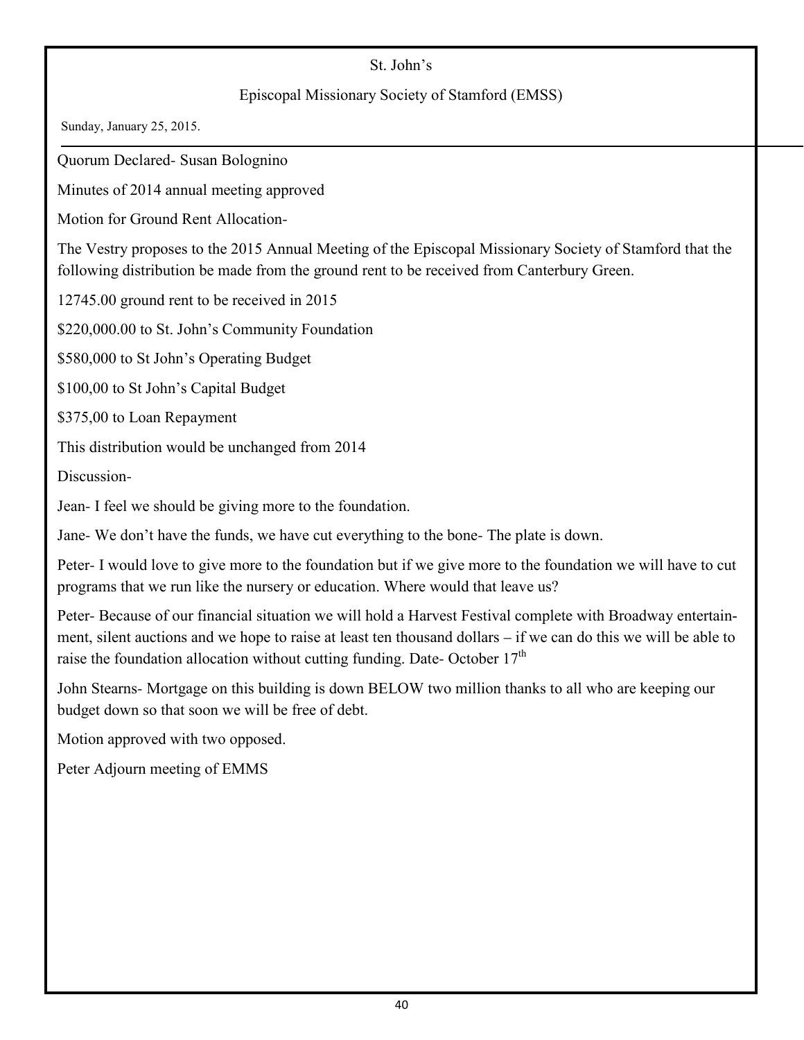St. John's

Episcopal Missionary Society of Stamford (EMSS)

Sunday, January 25, 2015.

---

Quorum Declared- Susan Bolognino

Minutes of 2014 annual meeting approved

Motion for Ground Rent Allocation-

The Vestry proposes to the 2015 Annual Meeting of the Episcopal Missionary Society of Stamford that the following distribution be made from the ground rent to be received from Canterbury Green.

12745.00 ground rent to be received in 2015

$220,000.00 to St. John's Community Foundation

$580,000 to St John's Operating Budget

$100,00 to St John's Capital Budget

$375,00 to Loan Repayment

This distribution would be unchanged from 2014

Discussion-

Jean- I feel we should be giving more to the foundation.

Jane- We don't have the funds, we have cut everything to the bone- The plate is down.

Peter- I would love to give more to the foundation but if we give more to the foundation we will have to cut programs that we run like the nursery or education. Where would that leave us?

Peter- Because of our financial situation we will hold a Harvest Festival complete with Broadway entertainment, silent auctions and we hope to raise at least ten thousand dollars – if we can do this we will be able to raise the foundation allocation without cutting funding. Date- October 17th

John Stearns- Mortgage on this building is down BELOW two million thanks to all who are keeping our budget down so that soon we will be free of debt.

Motion approved with two opposed.

Peter Adjourn meeting of EMMS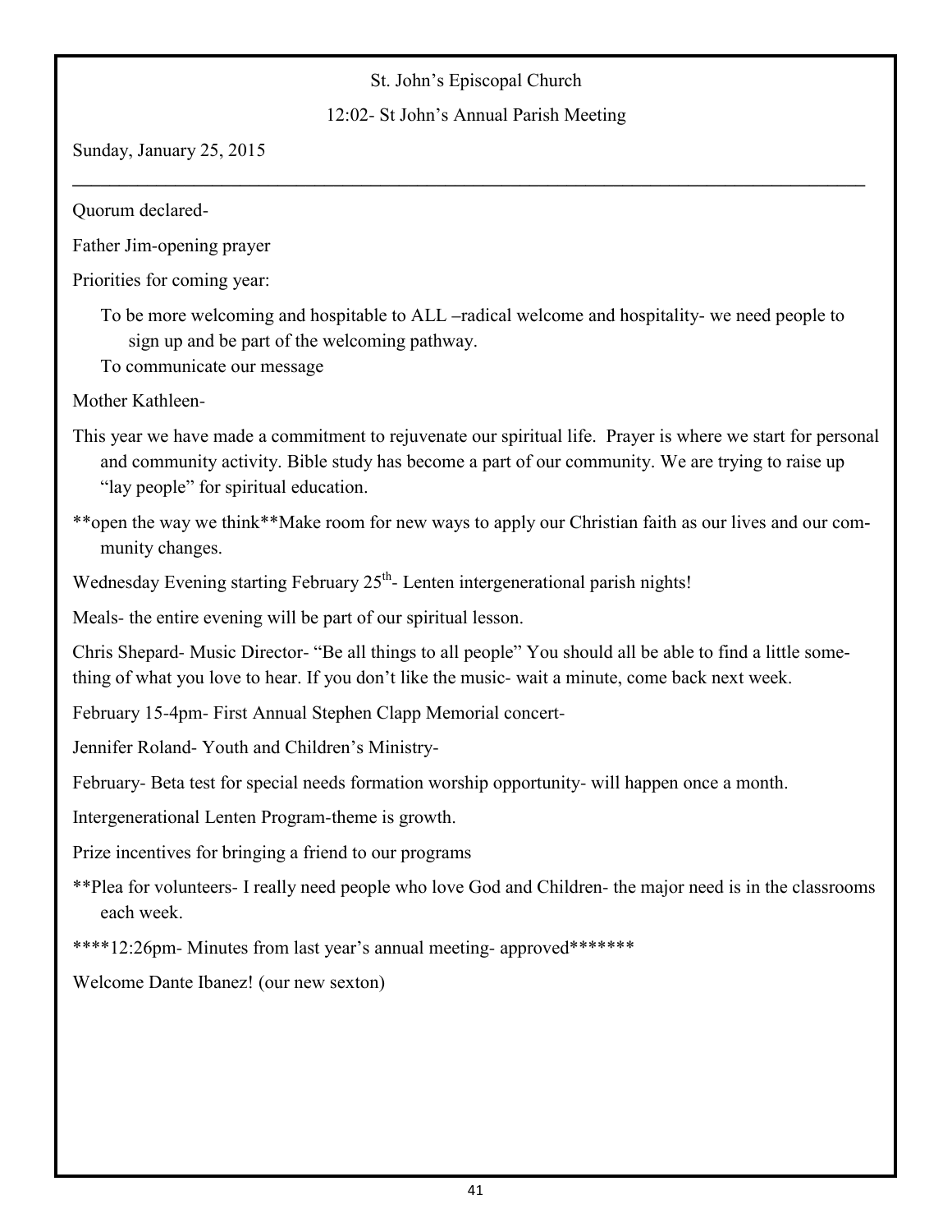St. John's Episcopal Church

12:02- St John's Annual Parish Meeting

Sunday, January 25, 2015

---

Quorum declared-

Father Jim-opening prayer

Priorities for coming year:

To be more welcoming and hospitable to ALL –radical welcome and hospitality- we need people to sign up and be part of the welcoming pathway.

To communicate our message

Mother Kathleen-

This year we have made a commitment to rejuvenate our spiritual life. Prayer is where we start for personal and community activity. Bible study has become a part of our community. We are trying to raise up "lay people" for spiritual education.

**open the way we think**Make room for new ways to apply our Christian faith as our lives and our community changes.

Wednesday Evening starting February 25th- Lenten intergenerational parish nights!

Meals- the entire evening will be part of our spiritual lesson.

Chris Shepard- Music Director- "Be all things to all people" You should all be able to find a little something of what you love to hear. If you don't like the music- wait a minute, come back next week.

February 15-4pm- First Annual Stephen Clapp Memorial concert-

Jennifer Roland- Youth and Children's Ministry-

February- Beta test for special needs formation worship opportunity- will happen once a month.

Intergenerational Lenten Program-theme is growth.

Prize incentives for bringing a friend to our programs

**Plea for volunteers- I really need people who love God and Children- the major need is in the classrooms each week.

****12:26pm- Minutes from last year's annual meeting- approved*******

Welcome Dante Ibanez! (our new sexton)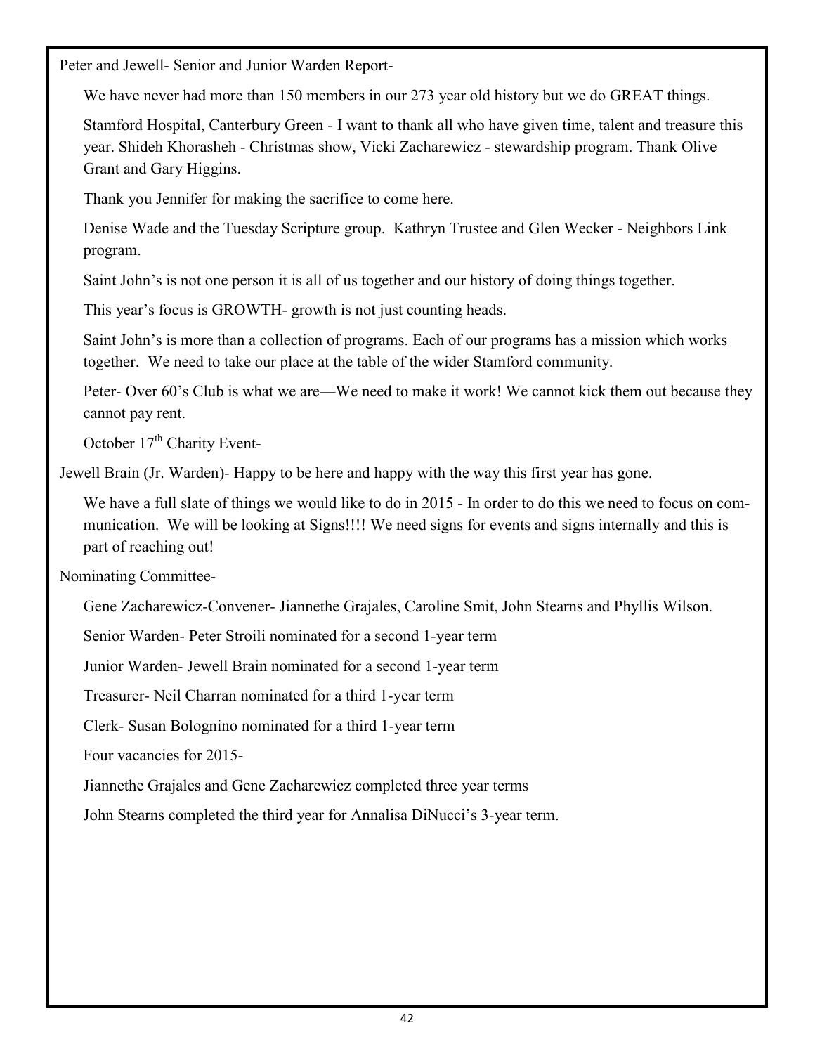Peter and Jewell- Senior and Junior Warden Report-

We have never had more than 150 members in our 273 year old history but we do GREAT things.

Stamford Hospital, Canterbury Green - I want to thank all who have given time, talent and treasure this year. Shideh Khorasheh - Christmas show, Vicki Zacharewicz - stewardship program. Thank Olive Grant and Gary Higgins.

Thank you Jennifer for making the sacrifice to come here.

Denise Wade and the Tuesday Scripture group. Kathryn Trustee and Glen Wecker - Neighbors Link program.

Saint John's is not one person it is all of us together and our history of doing things together.

This year's focus is GROWTH- growth is not just counting heads.

Saint John's is more than a collection of programs. Each of our programs has a mission which works together. We need to take our place at the table of the wider Stamford community.

Peter- Over 60's Club is what we are—We need to make it work! We cannot kick them out because they cannot pay rent.

October 17th Charity Event-

Jewell Brain (Jr. Warden)- Happy to be here and happy with the way this first year has gone.

We have a full slate of things we would like to do in 2015 - In order to do this we need to focus on communication. We will be looking at Signs!!!! We need signs for events and signs internally and this is part of reaching out!

Nominating Committee-

Gene Zacharewicz-Convener- Jiannethe Grajales, Caroline Smit, John Stearns and Phyllis Wilson.

Senior Warden- Peter Stroili nominated for a second 1-year term

Junior Warden- Jewell Brain nominated for a second 1-year term

Treasurer- Neil Charran nominated for a third 1-year term

Clerk- Susan Bolognino nominated for a third 1-year term

Four vacancies for 2015-

Jiannethe Grajales and Gene Zacharewicz completed three year terms

John Stearns completed the third year for Annalisa DiNucci's 3-year term.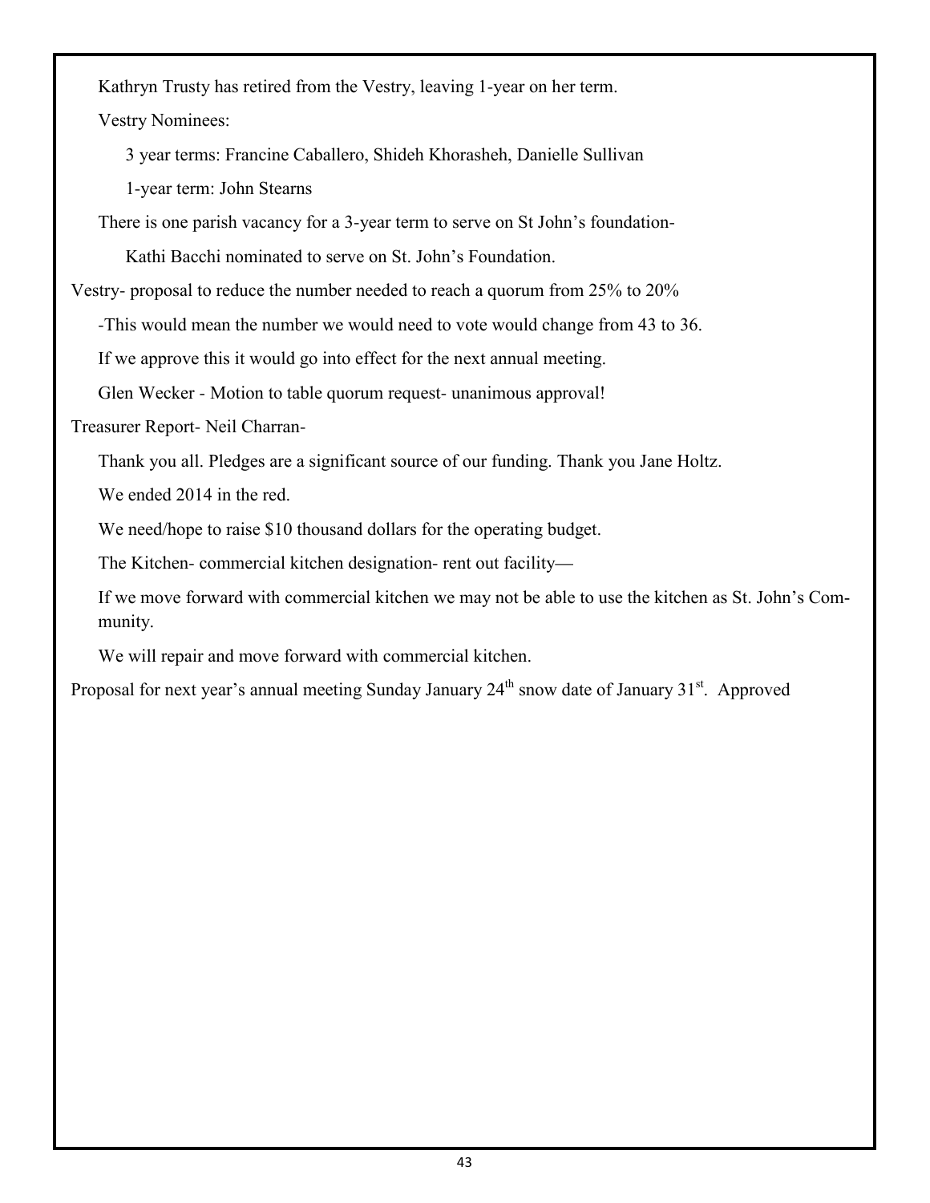Kathryn Trusty has retired from the Vestry, leaving 1-year on her term.

Vestry Nominees:

3 year terms: Francine Caballero, Shideh Khorasheh, Danielle Sullivan

1-year term: John Stearns

There is one parish vacancy for a 3-year term to serve on St John's foundation-

Kathi Bacchi nominated to serve on St. John's Foundation.

Vestry- proposal to reduce the number needed to reach a quorum from 25% to 20%

-This would mean the number we would need to vote would change from 43 to 36.

If we approve this it would go into effect for the next annual meeting.

Glen Wecker - Motion to table quorum request- unanimous approval!

Treasurer Report- Neil Charran-

Thank you all. Pledges are a significant source of our funding. Thank you Jane Holtz.

We ended 2014 in the red.

We need/hope to raise $10 thousand dollars for the operating budget.

The Kitchen- commercial kitchen designation- rent out facility—

If we move forward with commercial kitchen we may not be able to use the kitchen as St. John's Community.

We will repair and move forward with commercial kitchen.

Proposal for next year's annual meeting Sunday January 24th snow date of January 31st. Approved